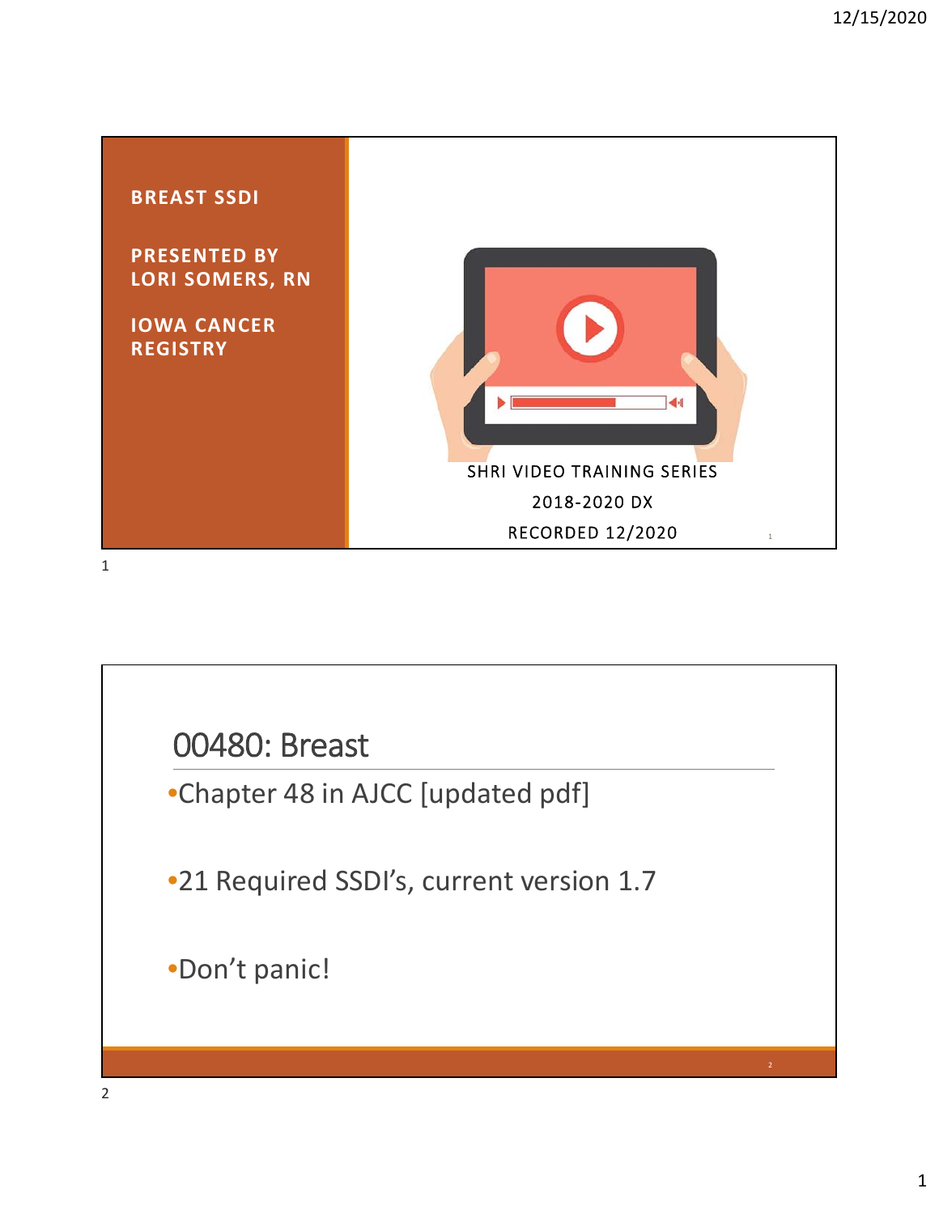**BREAST SSDI**

**PRESENTED BY LORI SOMERS, RN**

**IOWA CANCER REGISTRY**

SHRI VIDEO TRAINING SERIES

2018-2020 DX

RECORDED 12/2020

## 00480: Breast

- Chapter 48 in AJCC [updated pdf]
- 21 Required SSDI's, current version 1.7
- Don't panic!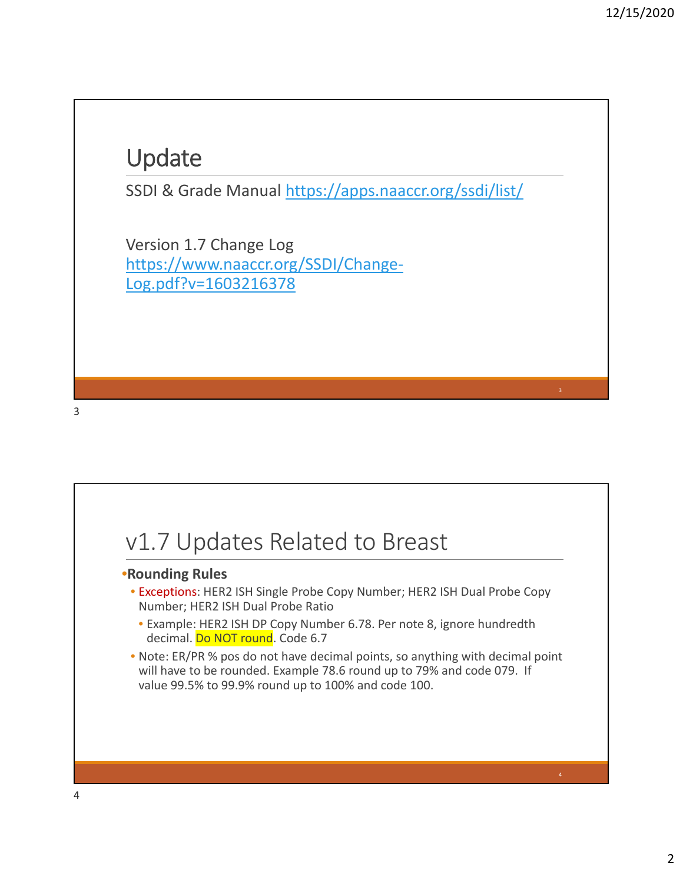## Update

SSDI & Grade Manual https://apps.naaccr.org/ssdi/list/

Version 1.7 Change Log
https://www.naaccr.org/SSDI/Change-Log.pdf?v=1603216378

## v1.7 Updates Related to Breast

- **Rounding Rules**
  - Exceptions: HER2 ISH Single Probe Copy Number; HER2 ISH Dual Probe Copy Number; HER2 ISH Dual Probe Ratio
    - Example: HER2 ISH DP Copy Number 6.78. Per note 8, ignore hundredth decimal. Do NOT round. Code 6.7
  - Note: ER/PR % pos do not have decimal points, so anything with decimal point will have to be rounded. Example 78.6 round up to 79% and code 079. If value 99.5% to 99.9% round up to 100% and code 100.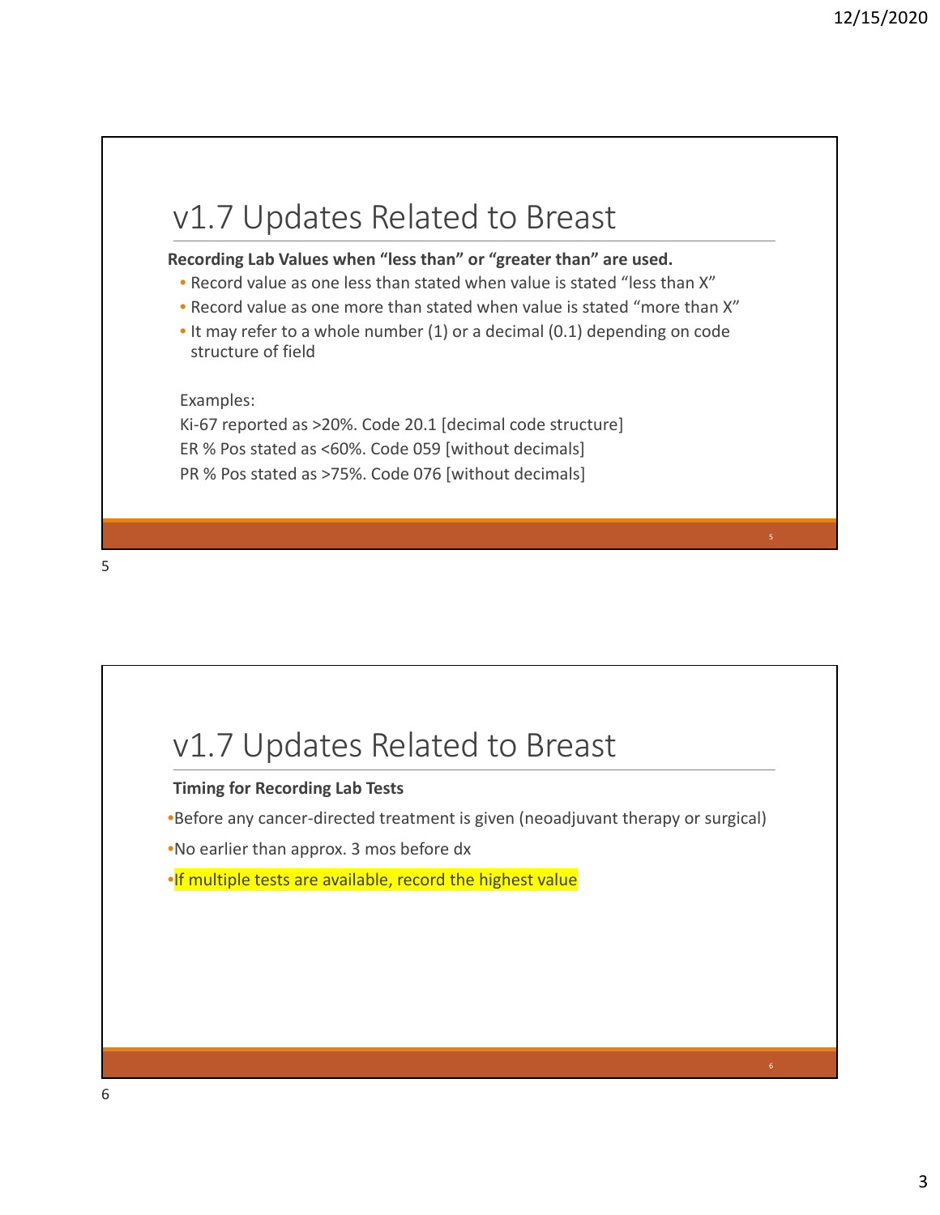## v1.7 Updates Related to Breast

**Recording Lab Values when "less than" or "greater than" are used.**

- Record value as one less than stated when value is stated "less than X"
- Record value as one more than stated when value is stated "more than X"
- It may refer to a whole number (1) or a decimal (0.1) depending on code structure of field

Examples:

Ki-67 reported as >20%. Code 20.1 [decimal code structure]

ER % Pos stated as <60%. Code 059 [without decimals]

PR % Pos stated as >75%. Code 076 [without decimals]

## v1.7 Updates Related to Breast

**Timing for Recording Lab Tests**

- Before any cancer-directed treatment is given (neoadjuvant therapy or surgical)
- No earlier than approx. 3 mos before dx
- If multiple tests are available, record the highest value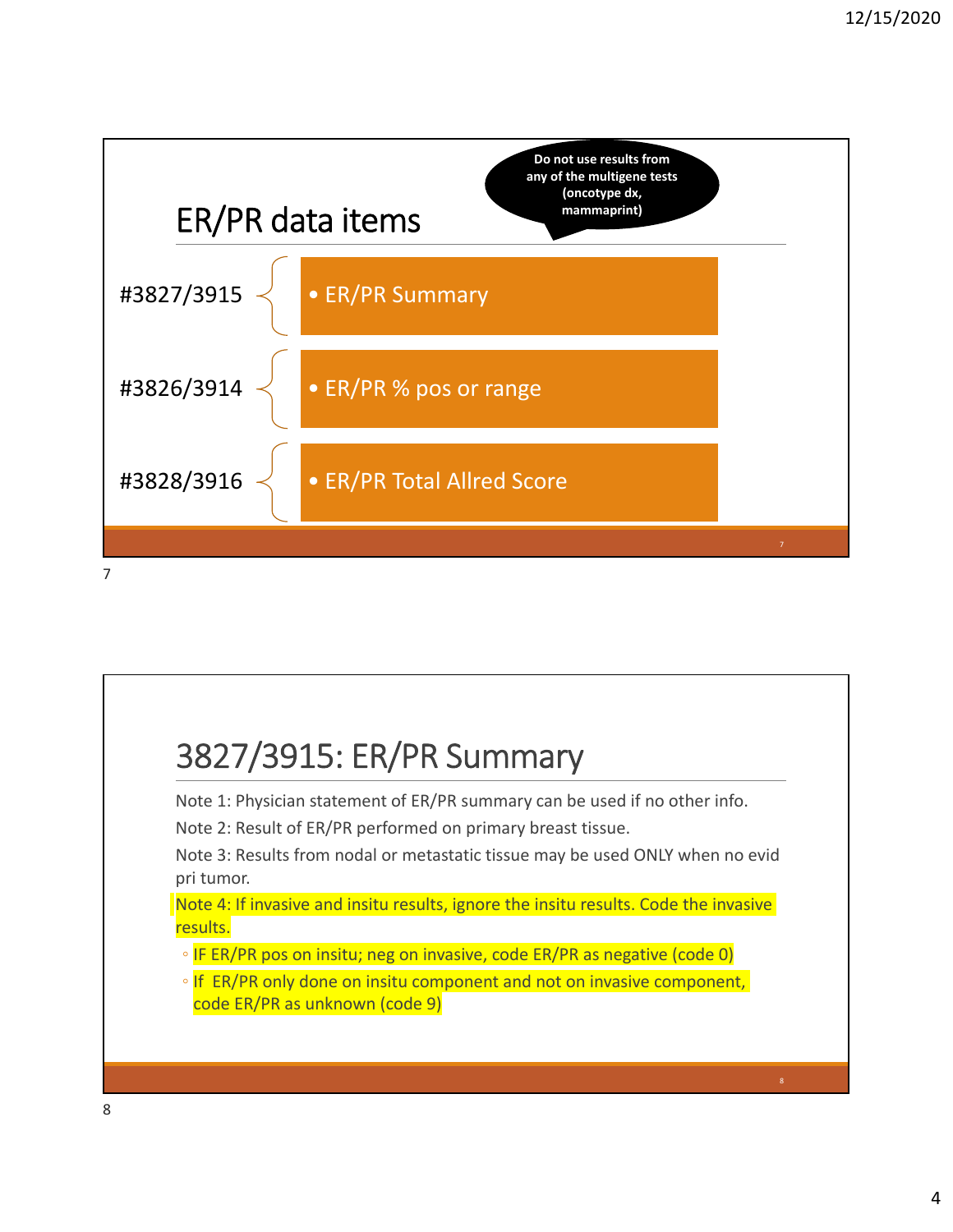## ER/PR data items

Do not use results from any of the multigene tests (oncotype dx, mammaprint)

- #3827/3915 — ER/PR Summary
- #3826/3914 — ER/PR % pos or range
- #3828/3916 — ER/PR Total Allred Score

## 3827/3915: ER/PR Summary

Note 1: Physician statement of ER/PR summary can be used if no other info.

Note 2: Result of ER/PR performed on primary breast tissue.

Note 3: Results from nodal or metastatic tissue may be used ONLY when no evid pri tumor.

Note 4: If invasive and insitu results, ignore the insitu results. Code the invasive results.

- IF ER/PR pos on insitu; neg on invasive, code ER/PR as negative (code 0)
- If ER/PR only done on insitu component and not on invasive component, code ER/PR as unknown (code 9)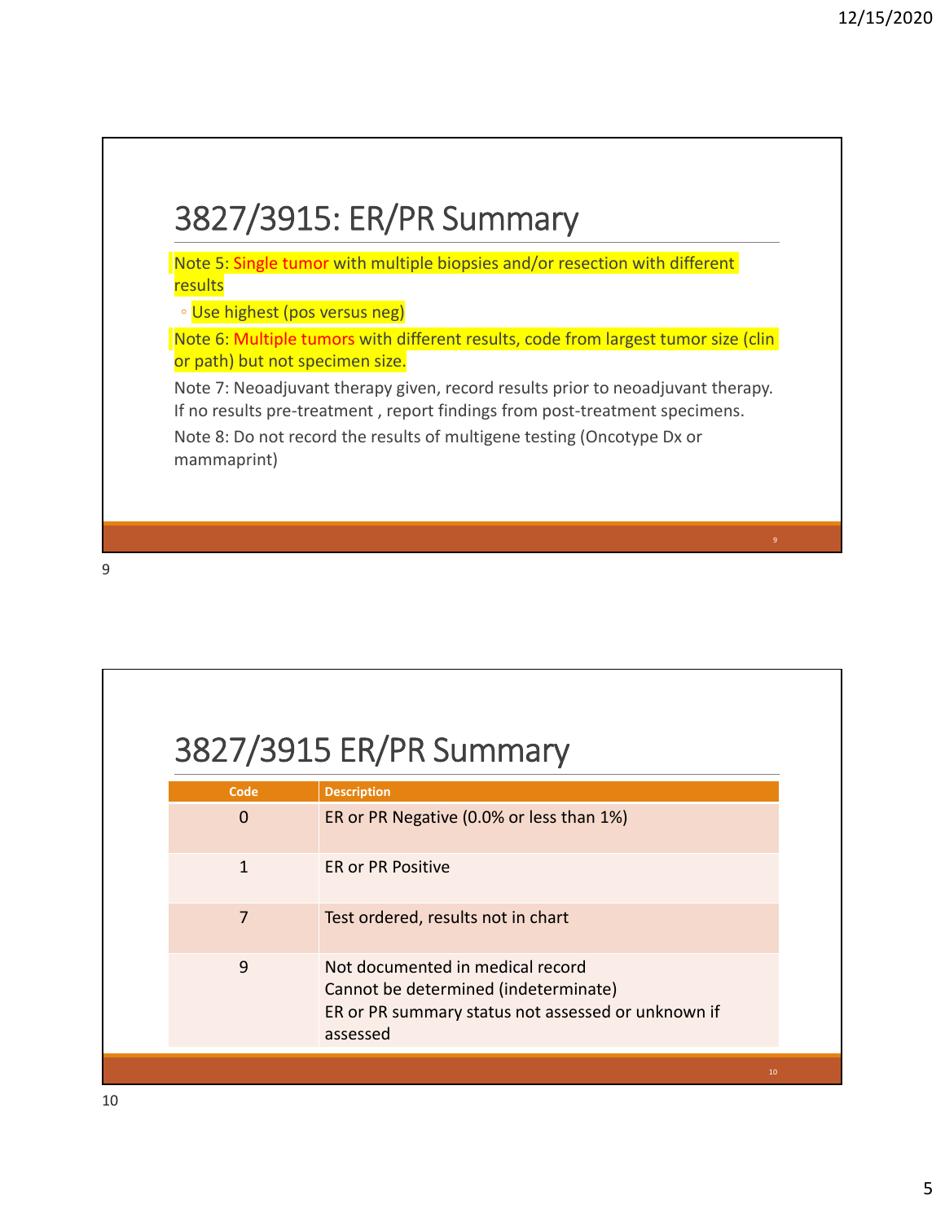## 3827/3915: ER/PR Summary

Note 5: Single tumor with multiple biopsies and/or resection with different results

- Use highest (pos versus neg)

Note 6: Multiple tumors with different results, code from largest tumor size (clin or path) but not specimen size.

Note 7: Neoadjuvant therapy given, record results prior to neoadjuvant therapy. If no results pre-treatment , report findings from post-treatment specimens.

Note 8: Do not record the results of multigene testing (Oncotype Dx or mammaprint)

## 3827/3915 ER/PR Summary

| Code | Description |
|---|---|
| 0 | ER or PR Negative (0.0% or less than 1%) |
| 1 | ER or PR Positive |
| 7 | Test ordered, results not in chart |
| 9 | Not documented in medical record<br>Cannot be determined (indeterminate)<br>ER or PR summary status not assessed or unknown if assessed |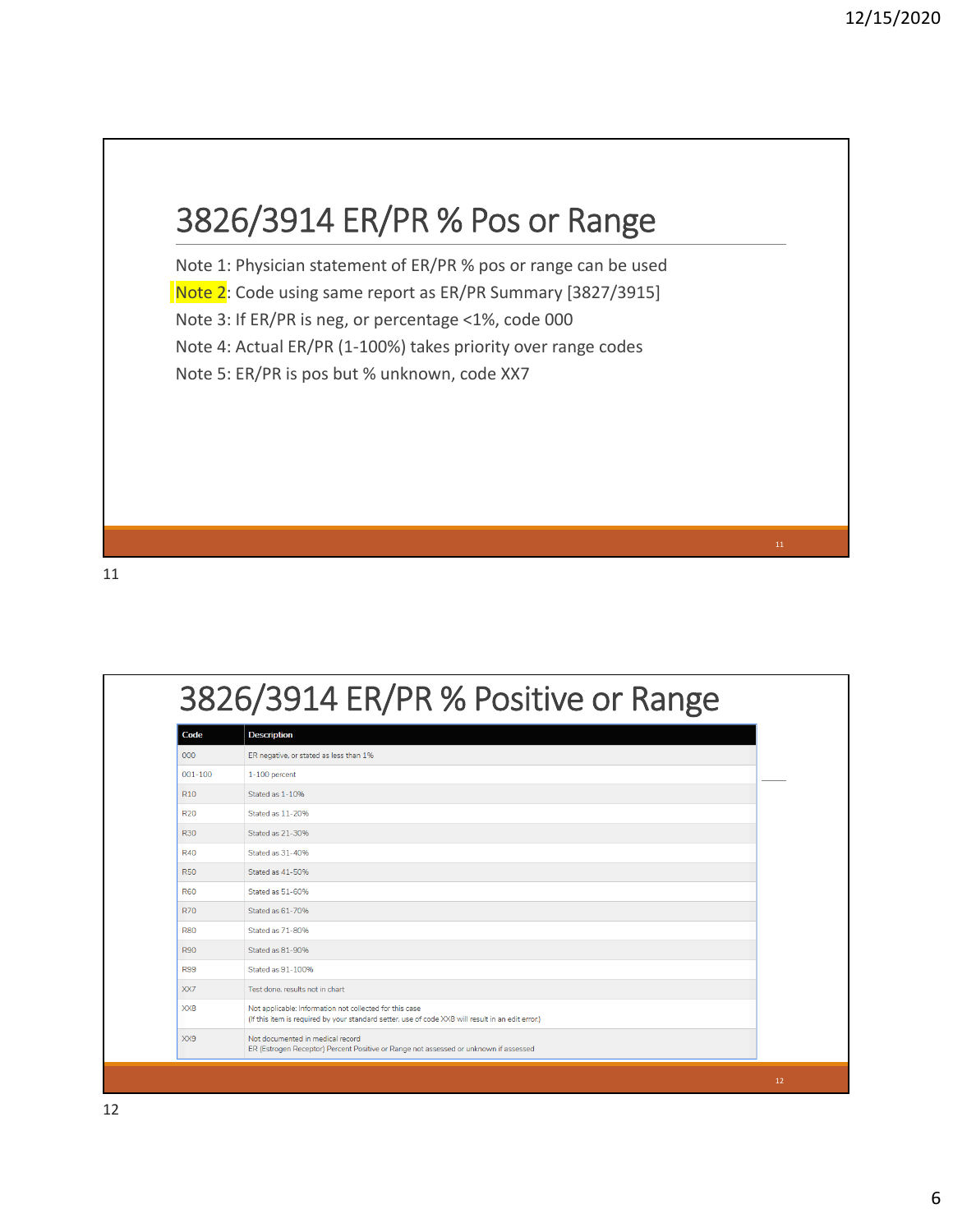## 3826/3914 ER/PR % Pos or Range

Note 1: Physician statement of ER/PR % pos or range can be used

Note 2: Code using same report as ER/PR Summary [3827/3915]

Note 3: If ER/PR is neg, or percentage <1%, code 000

Note 4: Actual ER/PR (1-100%) takes priority over range codes

Note 5: ER/PR is pos but % unknown, code XX7

## 3826/3914 ER/PR % Positive or Range

| Code | Description |
| --- | --- |
| 000 | ER negative, or stated as less than 1% |
| 001-100 | 1-100 percent |
| R10 | Stated as 1-10% |
| R20 | Stated as 11-20% |
| R30 | Stated as 21-30% |
| R40 | Stated as 31-40% |
| R50 | Stated as 41-50% |
| R60 | Stated as 51-60% |
| R70 | Stated as 61-70% |
| R80 | Stated as 71-80% |
| R90 | Stated as 81-90% |
| R99 | Stated as 91-100% |
| XX7 | Test done, results not in chart |
| XX8 | Not applicable: Information not collected for this case (If this item is required by your standard setter, use of code XX8 will result in an edit error.) |
| XX9 | Not documented in medical record ER (Estrogen Receptor) Percent Positive or Range not assessed or unknown if assessed |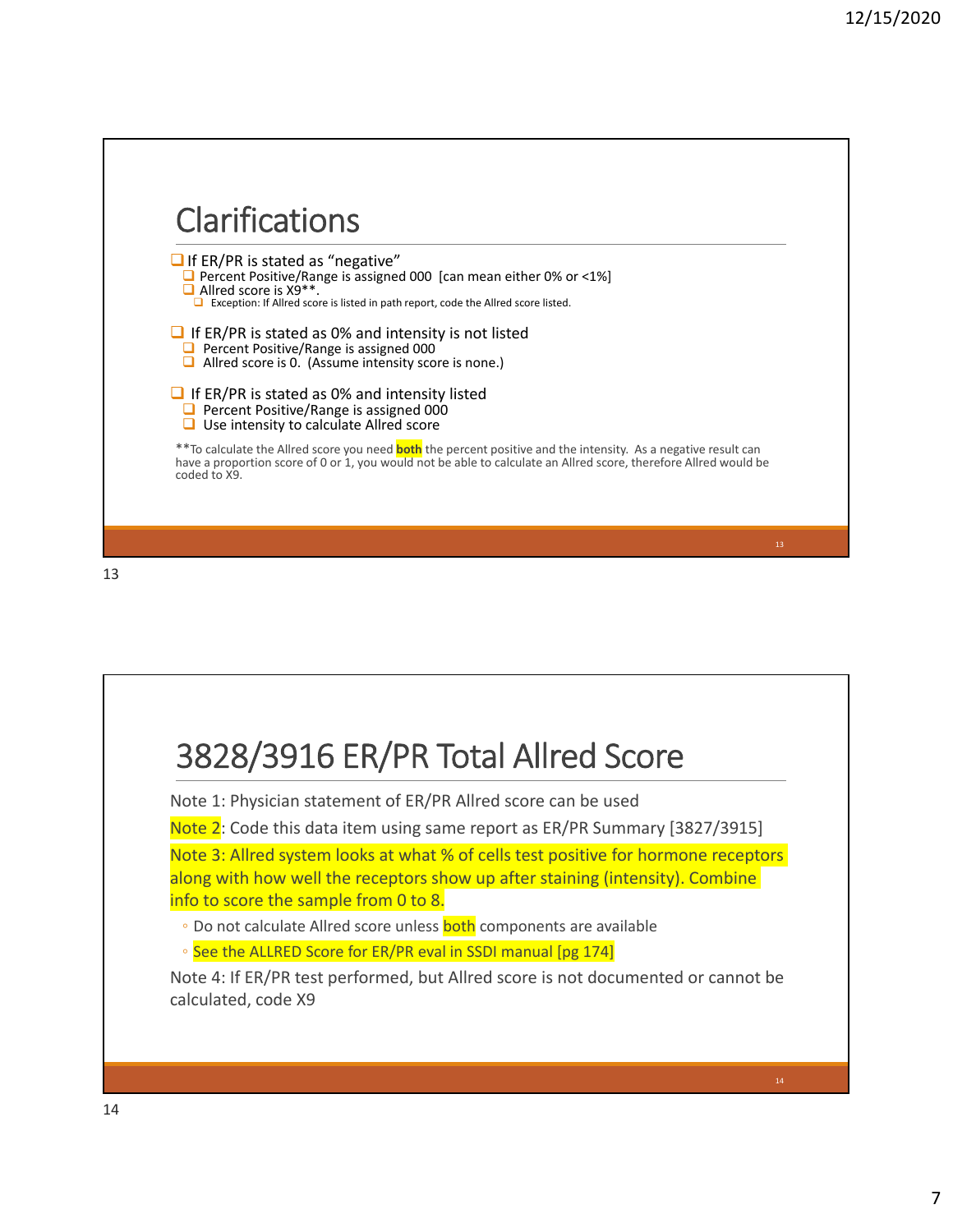## Clarifications

- If ER/PR is stated as "negative"
  - Percent Positive/Range is assigned 000 [can mean either 0% or <1%]
  - Allred score is X9**.
    - Exception: If Allred score is listed in path report, code the Allred score listed.

- If ER/PR is stated as 0% and intensity is not listed
  - Percent Positive/Range is assigned 000
  - Allred score is 0. (Assume intensity score is none.)

- If ER/PR is stated as 0% and intensity listed
  - Percent Positive/Range is assigned 000
  - Use intensity to calculate Allred score

**To calculate the Allred score you need **both** the percent positive and the intensity. As a negative result can have a proportion score of 0 or 1, you would not be able to calculate an Allred score, therefore Allred would be coded to X9.

## 3828/3916 ER/PR Total Allred Score

Note 1: Physician statement of ER/PR Allred score can be used

Note 2: Code this data item using same report as ER/PR Summary [3827/3915]

Note 3: Allred system looks at what % of cells test positive for hormone receptors along with how well the receptors show up after staining (intensity). Combine info to score the sample from 0 to 8.

- Do not calculate Allred score unless both components are available
- See the ALLRED Score for ER/PR eval in SSDI manual [pg 174]

Note 4: If ER/PR test performed, but Allred score is not documented or cannot be calculated, code X9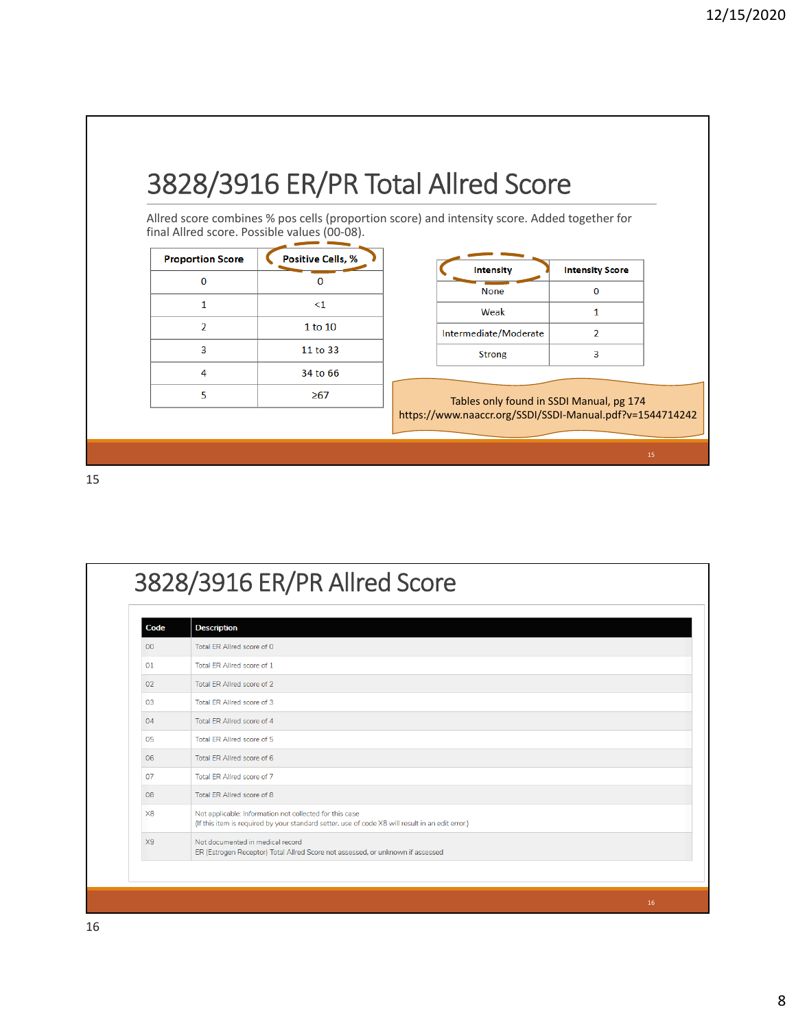# 3828/3916 ER/PR Total Allred Score

Allred score combines % pos cells (proportion score) and intensity score. Added together for final Allred score. Possible values (00-08).

| Proportion Score | Positive Cells, % |
|---|---|
| 0 | 0 |
| 1 | <1 |
| 2 | 1 to 10 |
| 3 | 11 to 33 |
| 4 | 34 to 66 |
| 5 | ≥67 |

| Intensity | Intensity Score |
|---|---|
| None | 0 |
| Weak | 1 |
| Intermediate/Moderate | 2 |
| Strong | 3 |

Tables only found in SSDI Manual, pg 174
https://www.naaccr.org/SSDI/SSDI-Manual.pdf?v=1544714242

# 3828/3916 ER/PR Allred Score

| Code | Description |
|---|---|
| 00 | Total ER Allred score of 0 |
| 01 | Total ER Allred score of 1 |
| 02 | Total ER Allred score of 2 |
| 03 | Total ER Allred score of 3 |
| 04 | Total ER Allred score of 4 |
| 05 | Total ER Allred score of 5 |
| 06 | Total ER Allred score of 6 |
| 07 | Total ER Allred score of 7 |
| 08 | Total ER Allred score of 8 |
| X8 | Not applicable: Information not collected for this case<br>(If this item is required by your standard setter, use of code X8 will result in an edit error.) |
| X9 | Not documented in medical record<br>ER (Estrogen Receptor) Total Allred Score not assessed, or unknown if assessed |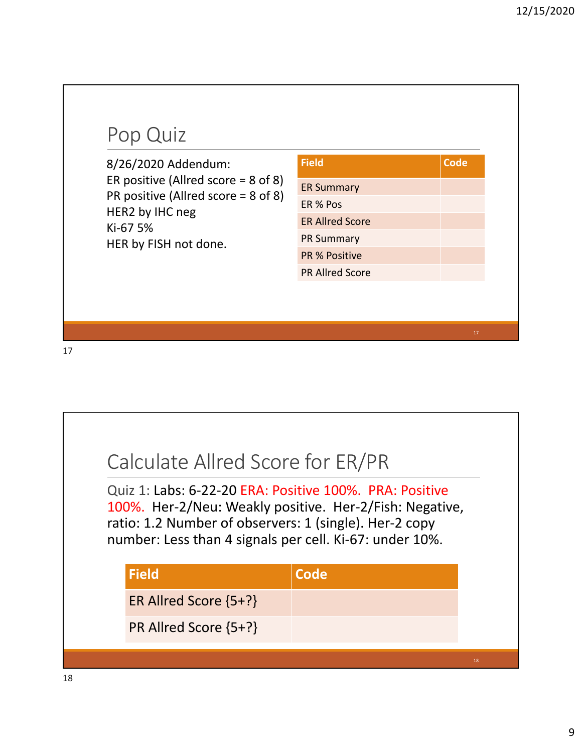## Pop Quiz

8/26/2020 Addendum:
ER positive (Allred score = 8 of 8)
PR positive (Allred score = 8 of 8)
HER2 by IHC neg
Ki-67 5%
HER by FISH not done.

| Field | Code |
|---|---|
| ER Summary | |
| ER % Pos | |
| ER Allred Score | |
| PR Summary | |
| PR % Positive | |
| PR Allred Score | |

## Calculate Allred Score for ER/PR

Quiz 1: Labs: 6-22-20 ERA: Positive 100%. PRA: Positive 100%. Her-2/Neu: Weakly positive. Her-2/Fish: Negative, ratio: 1.2 Number of observers: 1 (single). Her-2 copy number: Less than 4 signals per cell. Ki-67: under 10%.

| Field | Code |
|---|---|
| ER Allred Score {5+?} | |
| PR Allred Score {5+?} | |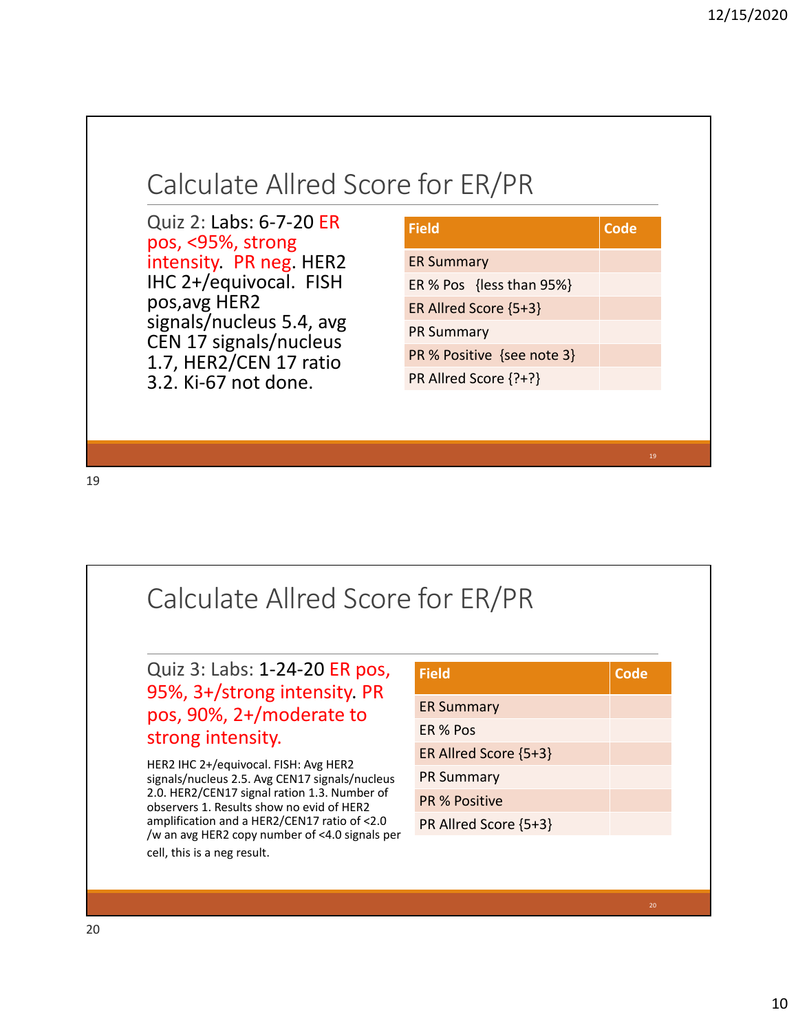## Calculate Allred Score for ER/PR

Quiz 2: Labs: 6-7-20 ER pos, <95%, strong intensity. PR neg. HER2 IHC 2+/equivocal. FISH pos,avg HER2 signals/nucleus 5.4, avg CEN 17 signals/nucleus 1.7, HER2/CEN 17 ratio 3.2. Ki-67 not done.

| Field | Code |
|---|---|
| ER Summary | |
| ER % Pos {less than 95%} | |
| ER Allred Score {5+3} | |
| PR Summary | |
| PR % Positive {see note 3} | |
| PR Allred Score {?+?} | |

## Calculate Allred Score for ER/PR

Quiz 3: Labs: 1-24-20 ER pos, 95%, 3+/strong intensity. PR pos, 90%, 2+/moderate to strong intensity.

HER2 IHC 2+/equivocal. FISH: Avg HER2 signals/nucleus 2.5. Avg CEN17 signals/nucleus 2.0. HER2/CEN17 signal ration 1.3. Number of observers 1. Results show no evid of HER2 amplification and a HER2/CEN17 ratio of <2.0 /w an avg HER2 copy number of <4.0 signals per cell, this is a neg result.

| Field | Code |
|---|---|
| ER Summary | |
| ER % Pos | |
| ER Allred Score {5+3} | |
| PR Summary | |
| PR % Positive | |
| PR Allred Score {5+3} | |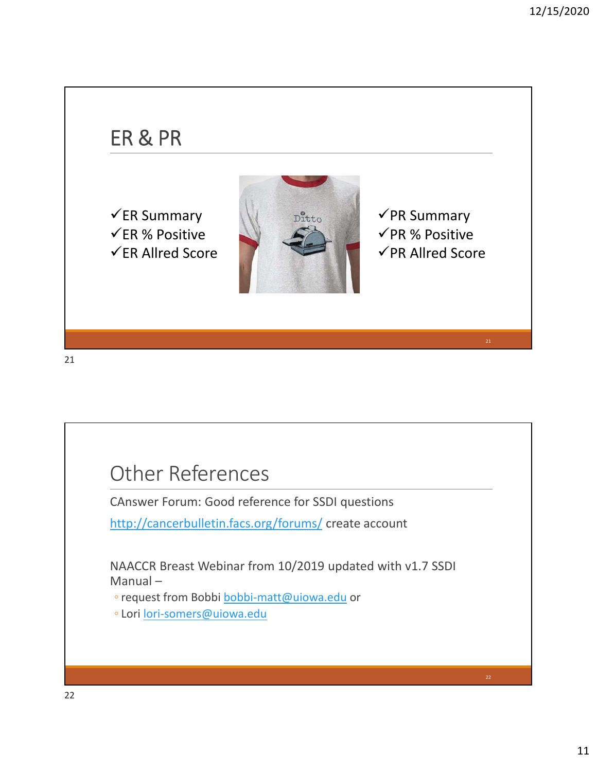## ER & PR

- ✓ER Summary
- ✓ER % Positive
- ✓ER Allred Score

- ✓PR Summary
- ✓PR % Positive
- ✓PR Allred Score

## Other References

CAnswer Forum: Good reference for SSDI questions

http://cancerbulletin.facs.org/forums/ create account

NAACCR Breast Webinar from 10/2019 updated with v1.7 SSDI Manual –

- request from Bobbi bobbi-matt@uiowa.edu or
- Lori lori-somers@uiowa.edu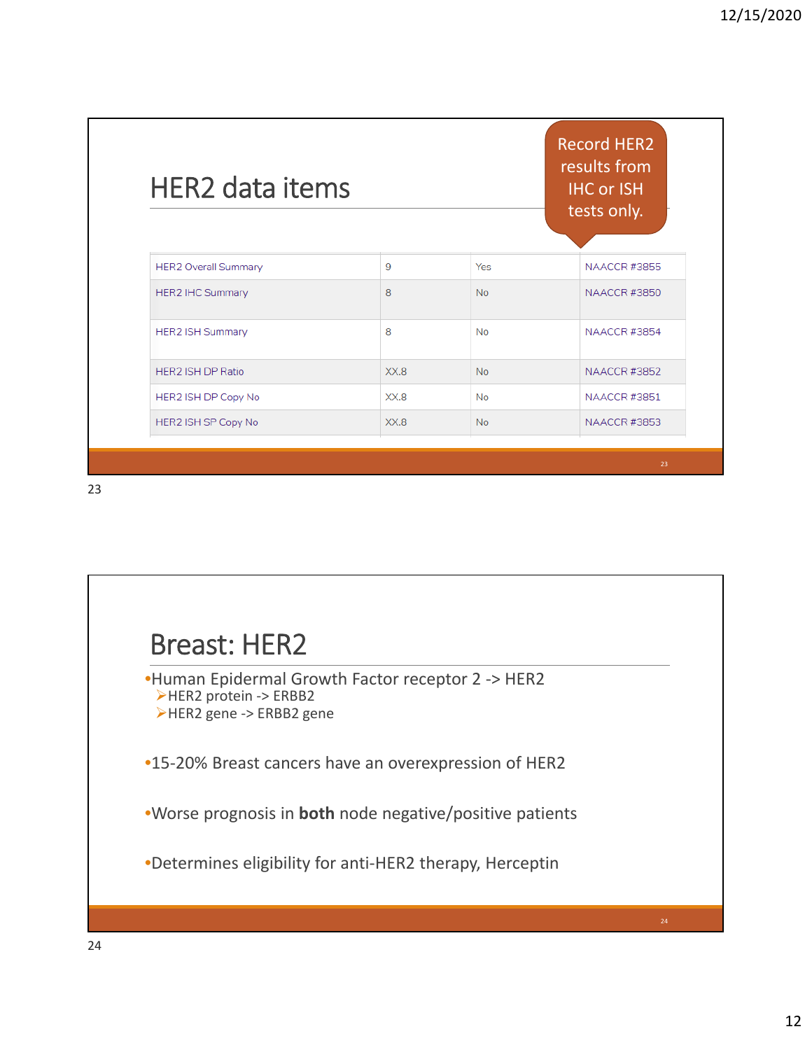## HER2 data items

Record HER2 results from IHC or ISH tests only.

| | | | |
|---|---|---|---|
| HER2 Overall Summary | 9 | Yes | NAACCR #3855 |
| HER2 IHC Summary | 8 | No | NAACCR #3850 |
| HER2 ISH Summary | 8 | No | NAACCR #3854 |
| HER2 ISH DP Ratio | XX.8 | No | NAACCR #3852 |
| HER2 ISH DP Copy No | XX.8 | No | NAACCR #3851 |
| HER2 ISH SP Copy No | XX.8 | No | NAACCR #3853 |

## Breast: HER2

- Human Epidermal Growth Factor receptor 2 -> HER2
  - HER2 protein -> ERBB2
  - HER2 gene -> ERBB2 gene
- 15-20% Breast cancers have an overexpression of HER2
- Worse prognosis in **both** node negative/positive patients
- Determines eligibility for anti-HER2 therapy, Herceptin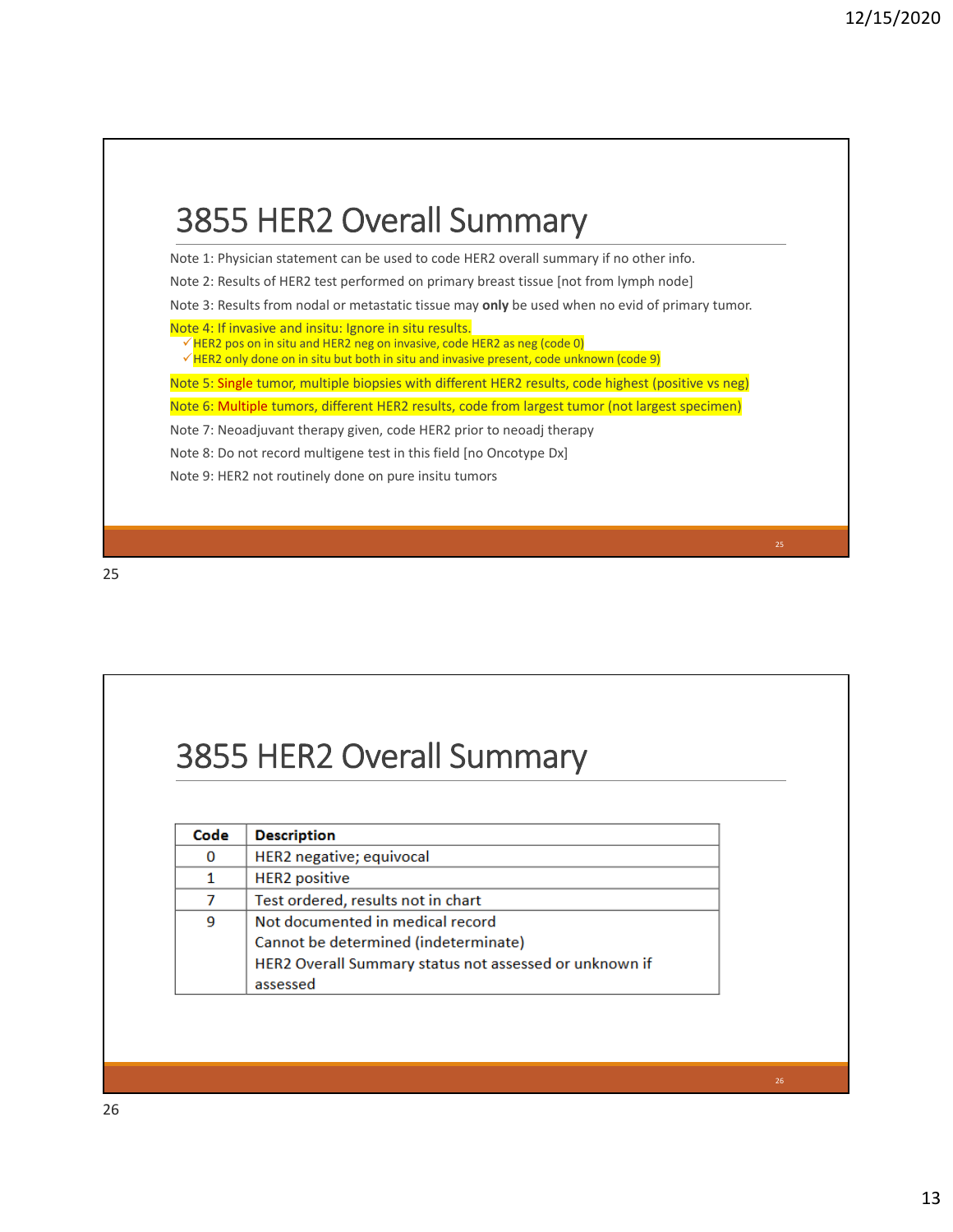# 3855 HER2 Overall Summary

Note 1: Physician statement can be used to code HER2 overall summary if no other info.

Note 2: Results of HER2 test performed on primary breast tissue [not from lymph node]

Note 3: Results from nodal or metastatic tissue may **only** be used when no evid of primary tumor.

Note 4: If invasive and insitu: Ignore in situ results.

- ✓ HER2 pos on in situ and HER2 neg on invasive, code HER2 as neg (code 0)
- ✓ HER2 only done on in situ but both in situ and invasive present, code unknown (code 9)

Note 5: Single tumor, multiple biopsies with different HER2 results, code highest (positive vs neg)

Note 6: Multiple tumors, different HER2 results, code from largest tumor (not largest specimen)

Note 7: Neoadjuvant therapy given, code HER2 prior to neoadj therapy

Note 8: Do not record multigene test in this field [no Oncotype Dx]

Note 9: HER2 not routinely done on pure insitu tumors

# 3855 HER2 Overall Summary

| Code | Description |
|---|---|
| 0 | HER2 negative; equivocal |
| 1 | HER2 positive |
| 7 | Test ordered, results not in chart |
| 9 | Not documented in medical record<br>Cannot be determined (indeterminate)<br>HER2 Overall Summary status not assessed or unknown if assessed |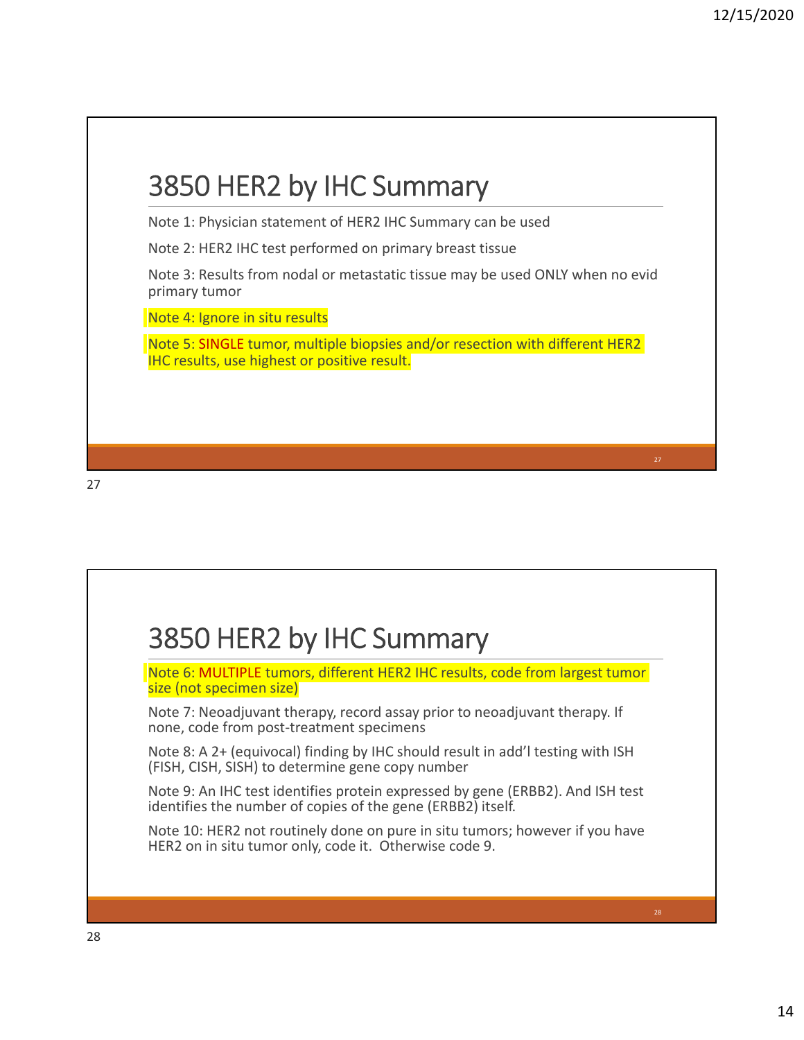## 3850 HER2 by IHC Summary

Note 1: Physician statement of HER2 IHC Summary can be used

Note 2: HER2 IHC test performed on primary breast tissue

Note 3: Results from nodal or metastatic tissue may be used ONLY when no evid primary tumor

Note 4: Ignore in situ results

Note 5: SINGLE tumor, multiple biopsies and/or resection with different HER2 IHC results, use highest or positive result.

## 3850 HER2 by IHC Summary

Note 6: MULTIPLE tumors, different HER2 IHC results, code from largest tumor size (not specimen size)

Note 7: Neoadjuvant therapy, record assay prior to neoadjuvant therapy. If none, code from post-treatment specimens

Note 8: A 2+ (equivocal) finding by IHC should result in add'l testing with ISH (FISH, CISH, SISH) to determine gene copy number

Note 9: An IHC test identifies protein expressed by gene (ERBB2). And ISH test identifies the number of copies of the gene (ERBB2) itself.

Note 10: HER2 not routinely done on pure in situ tumors; however if you have HER2 on in situ tumor only, code it. Otherwise code 9.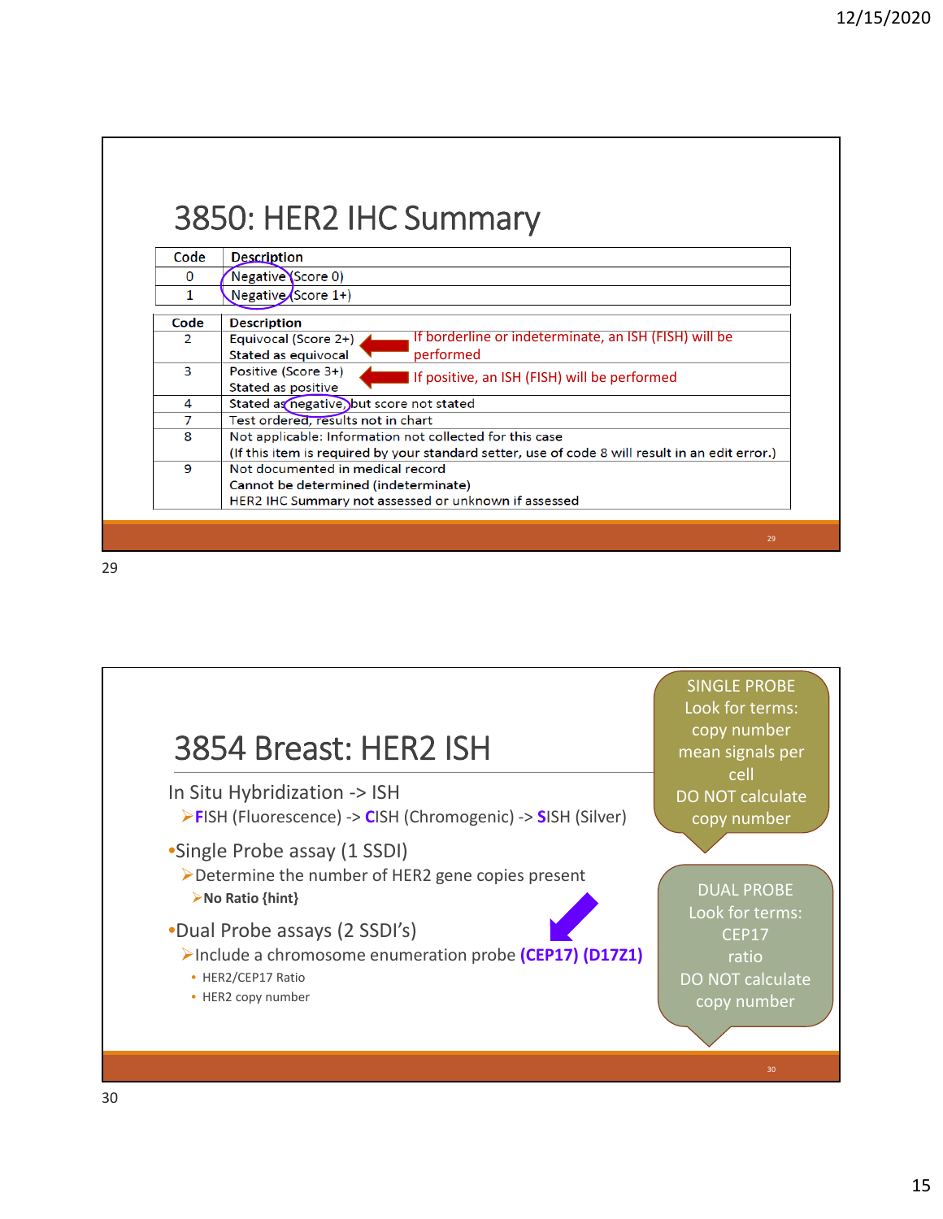# 3850: HER2 IHC Summary

| Code | Description |
|---|---|
| 0 | Negative (Score 0) |
| 1 | Negative (Score 1+) |

| Code | Description | |
|---|---|---|
| 2 | Equivocal (Score 2+)<br>Stated as equivocal | If borderline or indeterminate, an ISH (FISH) will be performed |
| 3 | Positive (Score 3+)<br>Stated as positive | If positive, an ISH (FISH) will be performed |
| 4 | Stated as negative, but score not stated | |
| 7 | Test ordered, results not in chart | |
| 8 | Not applicable: Information not collected for this case<br>(If this item is required by your standard setter, use of code 8 will result in an edit error.) | |
| 9 | Not documented in medical record<br>Cannot be determined (indeterminate)<br>HER2 IHC Summary not assessed or unknown if assessed | |

# 3854 Breast: HER2 ISH

In Situ Hybridization -> ISH

- **F**ISH (Fluorescence) -> **C**ISH (Chromogenic) -> **S**ISH (Silver)

- Single Probe assay (1 SSDI)
  - Determine the number of HER2 gene copies present
    - **No Ratio {hint}**
- Dual Probe assays (2 SSDI's)
  - Include a chromosome enumeration probe **(CEP17) (D17Z1)**
    - HER2/CEP17 Ratio
    - HER2 copy number

SINGLE PROBE
Look for terms:
copy number
mean signals per cell
DO NOT calculate copy number

DUAL PROBE
Look for terms:
CEP17
ratio
DO NOT calculate copy number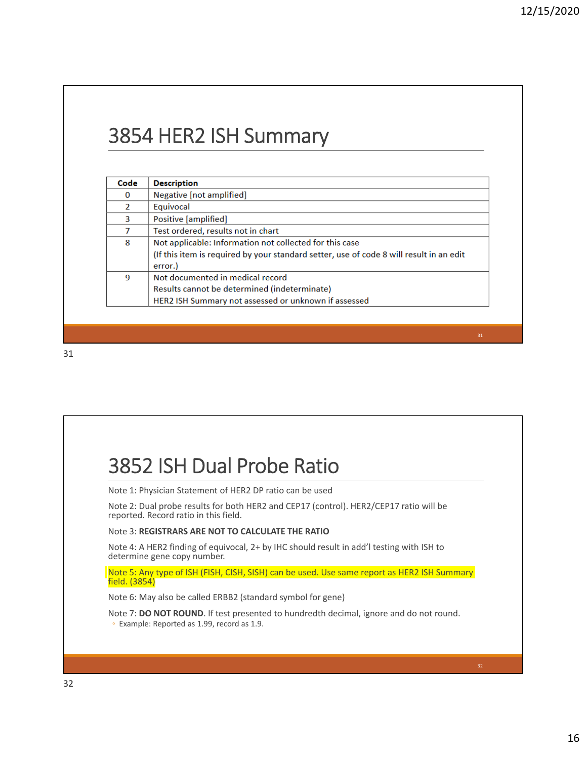# 3854 HER2 ISH Summary

| Code | Description |
|---|---|
| 0 | Negative [not amplified] |
| 2 | Equivocal |
| 3 | Positive [amplified] |
| 7 | Test ordered, results not in chart |
| 8 | Not applicable: Information not collected for this case<br>(If this item is required by your standard setter, use of code 8 will result in an edit error.) |
| 9 | Not documented in medical record<br>Results cannot be determined (indeterminate)<br>HER2 ISH Summary not assessed or unknown if assessed |

# 3852 ISH Dual Probe Ratio

Note 1: Physician Statement of HER2 DP ratio can be used

Note 2: Dual probe results for both HER2 and CEP17 (control). HER2/CEP17 ratio will be reported. Record ratio in this field.

Note 3: **REGISTRARS ARE NOT TO CALCULATE THE RATIO**

Note 4: A HER2 finding of equivocal, 2+ by IHC should result in add'l testing with ISH to determine gene copy number.

Note 5: Any type of ISH (FISH, CISH, SISH) can be used. Use same report as HER2 ISH Summary field. (3854)

Note 6: May also be called ERBB2 (standard symbol for gene)

Note 7: **DO NOT ROUND**. If test presented to hundredth decimal, ignore and do not round.

- Example: Reported as 1.99, record as 1.9.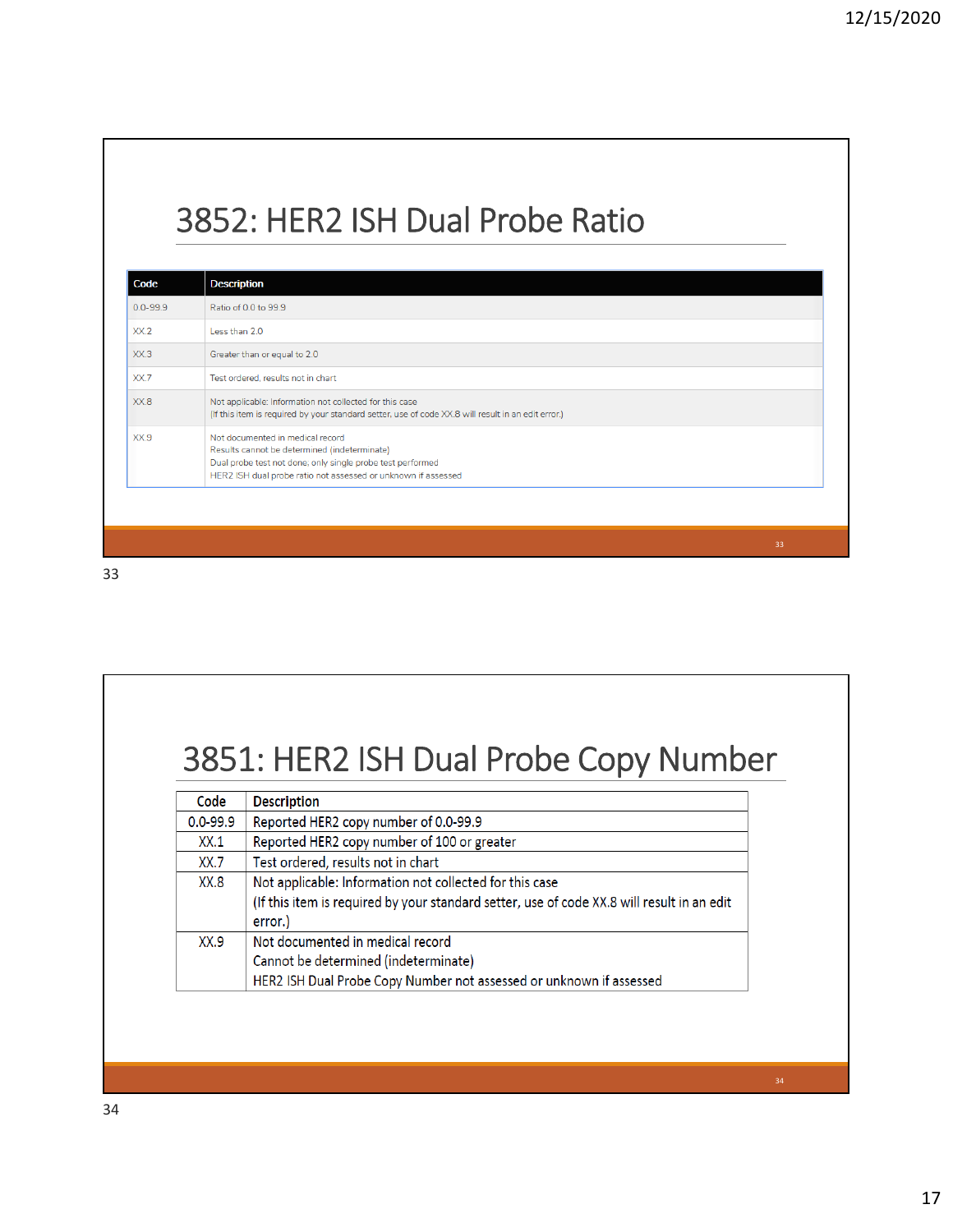# 3852: HER2 ISH Dual Probe Ratio

| Code | Description |
|---|---|
| 0.0-99.9 | Ratio of 0.0 to 99.9 |
| XX.2 | Less than 2.0 |
| XX.3 | Greater than or equal to 2.0 |
| XX.7 | Test ordered, results not in chart |
| XX.8 | Not applicable: Information not collected for this case<br>(If this item is required by your standard setter, use of code XX.8 will result in an edit error.) |
| XX.9 | Not documented in medical record<br>Results cannot be determined (indeterminate)<br>Dual probe test not done, only single probe test performed<br>HER2 ISH dual probe ratio not assessed or unknown if assessed |

# 3851: HER2 ISH Dual Probe Copy Number

| Code | Description |
|---|---|
| 0.0-99.9 | Reported HER2 copy number of 0.0-99.9 |
| XX.1 | Reported HER2 copy number of 100 or greater |
| XX.7 | Test ordered, results not in chart |
| XX.8 | Not applicable: Information not collected for this case<br>(If this item is required by your standard setter, use of code XX.8 will result in an edit error.) |
| XX.9 | Not documented in medical record<br>Cannot be determined (indeterminate)<br>HER2 ISH Dual Probe Copy Number not assessed or unknown if assessed |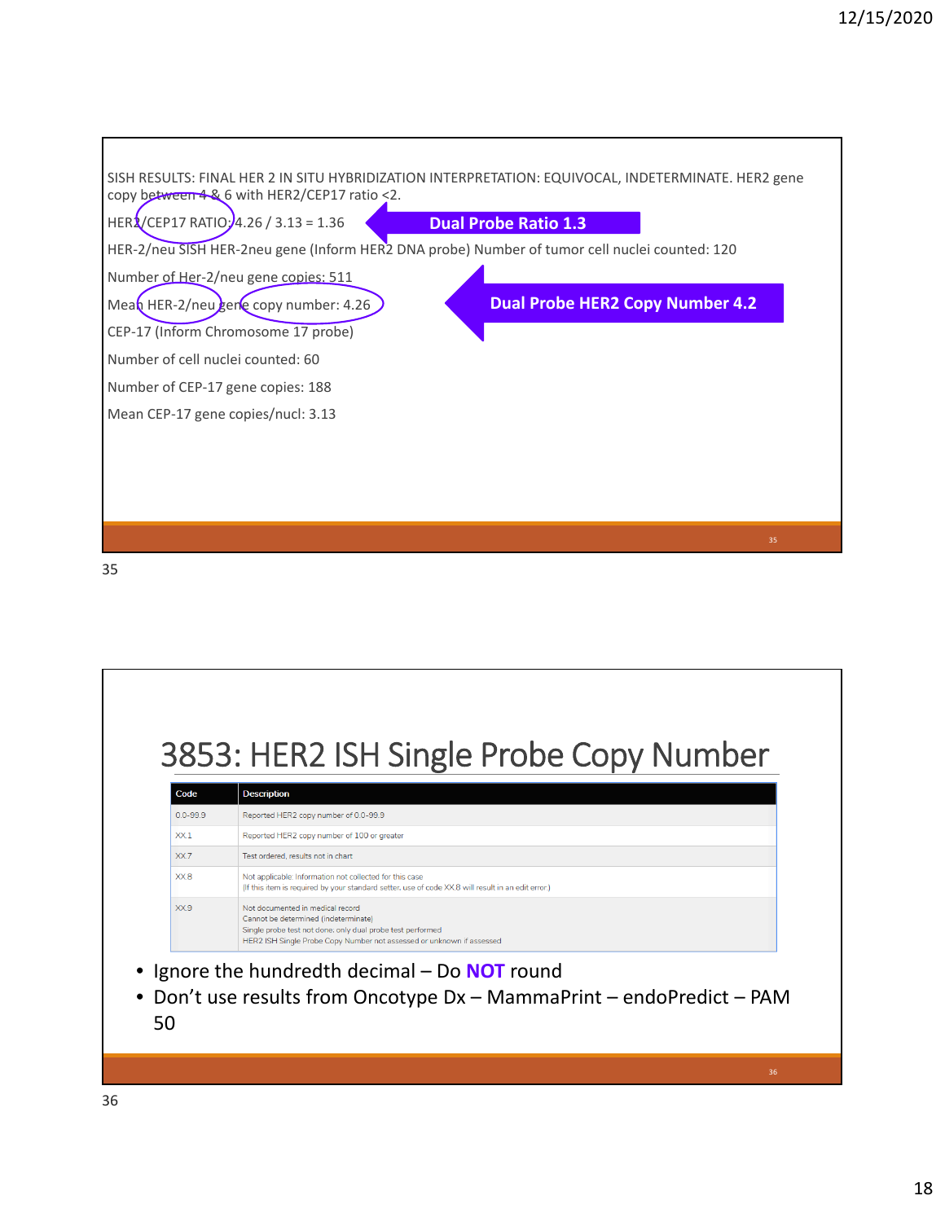SISH RESULTS: FINAL HER 2 IN SITU HYBRIDIZATION INTERPRETATION: EQUIVOCAL, INDETERMINATE. HER2 gene copy between 4 & 6 with HER2/CEP17 ratio <2.

HER2/CEP17 RATIO: 4.26 / 3.13 = 1.36

**Dual Probe Ratio 1.3**

HER-2/neu SISH HER-2neu gene (Inform HER2 DNA probe) Number of tumor cell nuclei counted: 120

Number of Her-2/neu gene copies: 511

Mean HER-2/neu gene copy number: 4.26

**Dual Probe HER2 Copy Number 4.2**

CEP-17 (Inform Chromosome 17 probe)

Number of cell nuclei counted: 60

Number of CEP-17 gene copies: 188

Mean CEP-17 gene copies/nucl: 3.13

# 3853: HER2 ISH Single Probe Copy Number

| Code | Description |
|---|---|
| 0.0-99.9 | Reported HER2 copy number of 0.0-99.9 |
| XX.1 | Reported HER2 copy number of 100 or greater |
| XX.7 | Test ordered, results not in chart |
| XX.8 | Not applicable: Information not collected for this case (If this item is required by your standard setter, use of code XX.8 will result in an edit error.) |
| XX.9 | Not documented in medical record<br>Cannot be determined (indeterminate)<br>Single probe test not done; only dual probe test performed<br>HER2 ISH Single Probe Copy Number not assessed or unknown if assessed |

- Ignore the hundredth decimal – Do **NOT** round
- Don't use results from Oncotype Dx – MammaPrint – endoPredict – PAM 50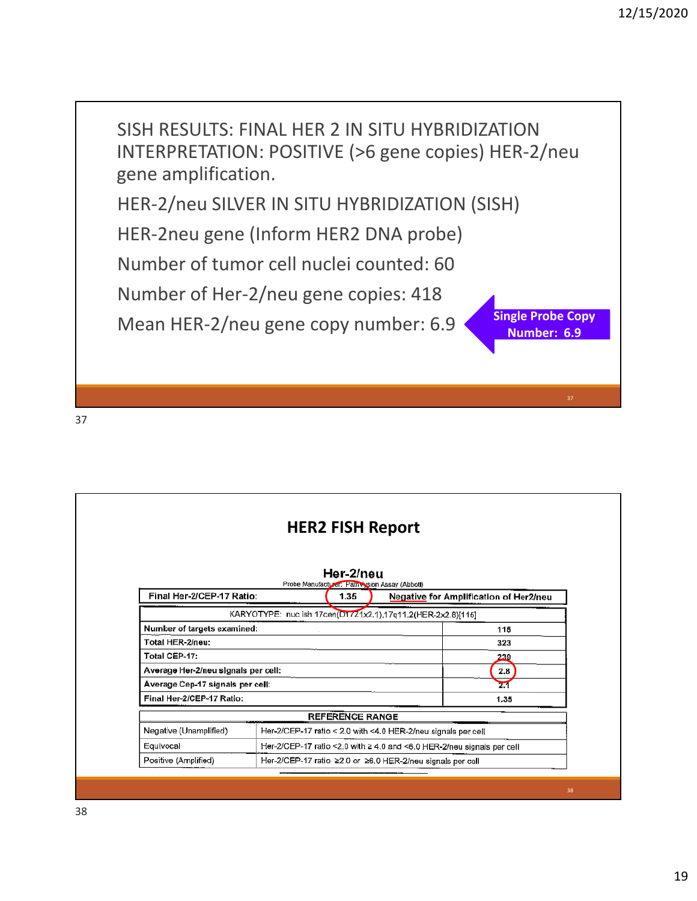SISH RESULTS: FINAL HER 2 IN SITU HYBRIDIZATION INTERPRETATION: POSITIVE (>6 gene copies) HER-2/neu gene amplification.

HER-2/neu SILVER IN SITU HYBRIDIZATION (SISH)

HER-2neu gene (Inform HER2 DNA probe)

Number of tumor cell nuclei counted: 60

Number of Her-2/neu gene copies: 418

Mean HER-2/neu gene copy number: 6.9

**Single Probe Copy Number: 6.9**

## HER2 FISH Report

### Her-2/neu

Probe Manufacturer: PathVysion Assay (Abbott)

| Final Her-2/CEP-17 Ratio: | 1.35 | Negative for Amplification of Her2/neu |
|---|---|---|

KARYOTYPE: nuc ish 17cen(D17Z1x2.1),17q11.2(HER-2x2.8)[116]

| | |
|---|---|
| Number of targets examined: | 116 |
| Total HER-2/neu: | 323 |
| Total CEP-17: | 239 |
| Average Her-2/neu signals per cell: | 2.8 |
| Average Cep-17 signals per cell: | 2.1 |
| Final Her-2/CEP-17 Ratio: | 1.35 |

| REFERENCE RANGE | |
|---|---|
| Negative (Unamplified) | Her-2/CEP-17 ratio < 2.0 with <4.0 HER-2/neu signals per cell |
| Equivocal | Her-2/CEP-17 ratio <2.0 with ≥ 4.0 and <6.0 HER-2/neu signals per cell |
| Positive (Amplified) | Her-2/CEP-17 ratio ≥2.0 or ≥6.0 HER-2/neu signals per cell |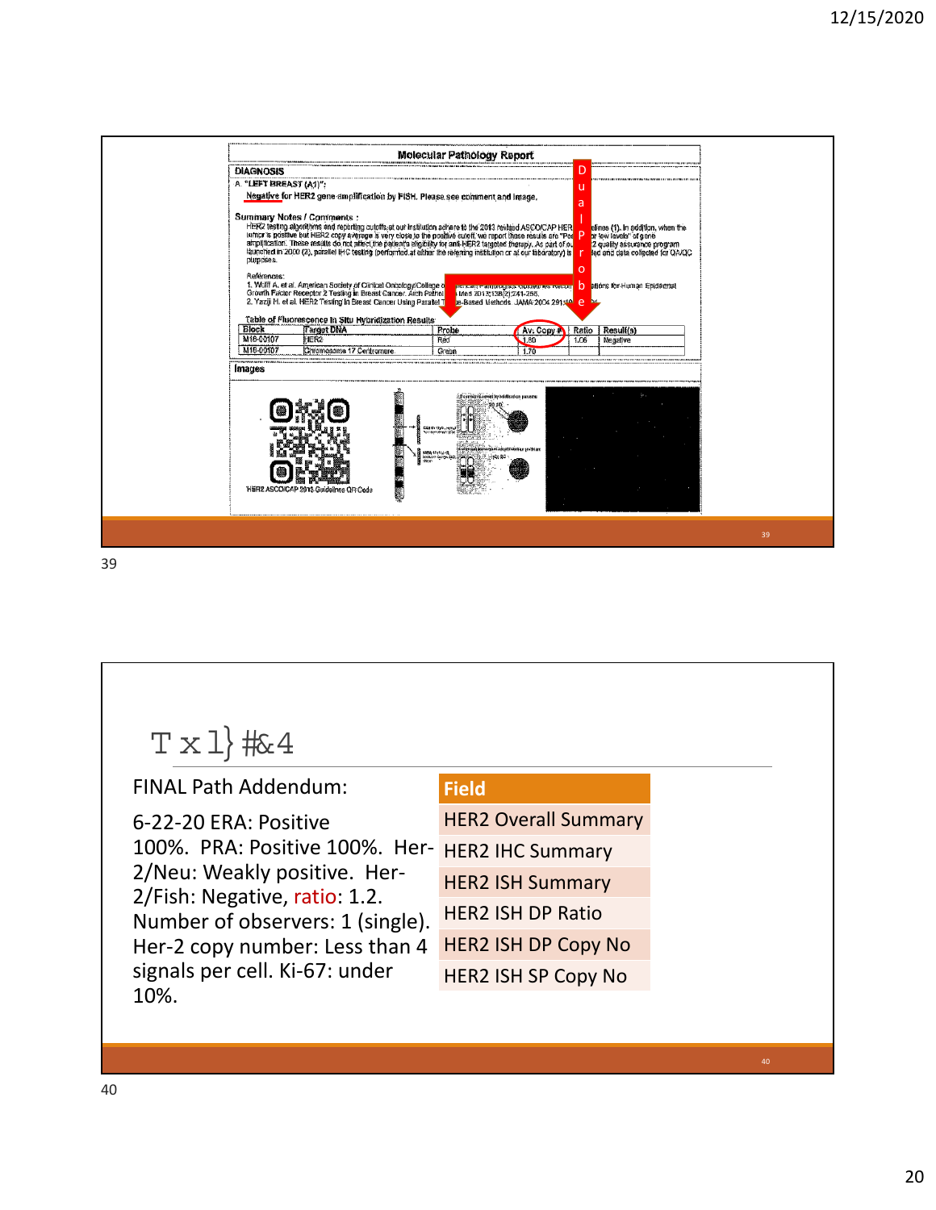## Molecular Pathology Report

**DIAGNOSIS**

A. "LEFT BREAST (A1)":

Negative for HER2 gene amplification by FISH. Please see comment and image.

**Summary Notes / Comments :**

HER2 testing algorithms and reporting cutoffs at our institution adhere to the 2013 revised ASCO/CAP HER2 guidelines (1). In addition, when the tumor is positive but HER2 copy average is very close to the positive cutoff, we report these results are "Positive for low levels" of gene amplification. These results do not affect the patient's eligibility for anti-HER2 targeted therapy. As part of our HER2 quality assurance program launched in 2000 (2), parallel IHC testing (performed at either the referring institution or at our laboratory) is obtained and data collected for QA/QC purposes.

References:

1. Wolff A, et al. American Society of Clinical Oncology/College of American Pathologists Guideline Recommendations for Human Epidermal Growth Factor Receptor 2 Testing in Breast Cancer. Arch Pathol Lab Med 2014;138(2):241-256.
2. Yaziji H, et al. HER2 Testing in Breast Cancer Using Parallel Tissue-Based Methods. JAMA 2004 291:...

Dual Probe

**Table of Fluorescence In Situ Hybridization Results**

| Block | Target DNA | Probe | Av. Copy # | Ratio | Result(s) |
|---|---|---|---|---|---|
| M18-00107 | HER2 | Red | 1.80 | 1.06 | Negative |
| M18-00107 | Chromosome 17 Centromere | Green | 1.70 | | |

**Images**

HER2 ASCO/CAP 2013 Guidelines QR Code

---

# Txl}#&4

FINAL Path Addendum:

6-22-20 ERA: Positive 100%. PRA: Positive 100%. Her-2/Neu: Weakly positive. Her-2/Fish: Negative, ratio: 1.2. Number of observers: 1 (single). Her-2 copy number: Less than 4 signals per cell. Ki-67: under 10%.

| Field |
|---|
| HER2 Overall Summary |
| HER2 IHC Summary |
| HER2 ISH Summary |
| HER2 ISH DP Ratio |
| HER2 ISH DP Copy No |
| HER2 ISH SP Copy No |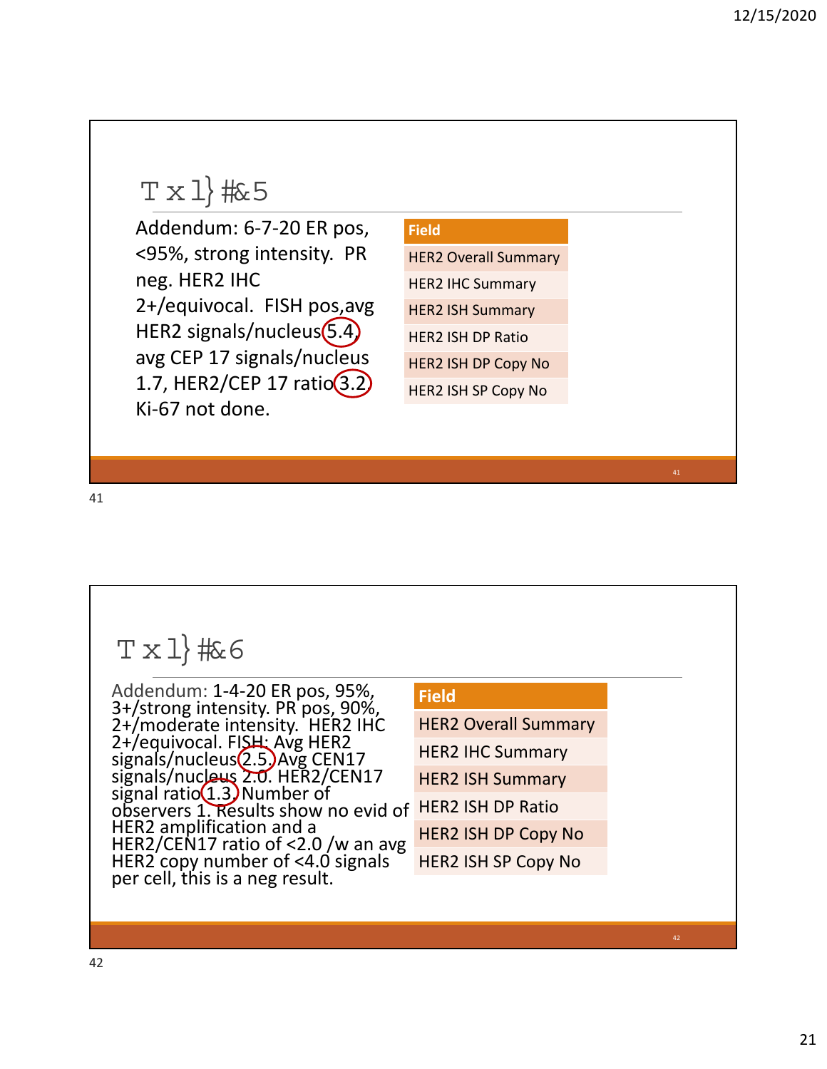## Tx1} #&5

Addendum: 6-7-20 ER pos, <95%, strong intensity. PR neg. HER2 IHC 2+/equivocal. FISH pos,avg HER2 signals/nucleus 5.4, avg CEP 17 signals/nucleus 1.7, HER2/CEP 17 ratio 3.2 Ki-67 not done.

| Field |
| --- |
| HER2 Overall Summary |
| HER2 IHC Summary |
| HER2 ISH Summary |
| HER2 ISH DP Ratio |
| HER2 ISH DP Copy No |
| HER2 ISH SP Copy No |

## Tx1} #&6

Addendum: 1-4-20 ER pos, 95%, 3+/strong intensity. PR pos, 90%, 2+/moderate intensity. HER2 IHC 2+/equivocal. FISH: Avg HER2 signals/nucleus 2.5. Avg CEN17 signals/nucleus 2.0. HER2/CEN17 signal ratio 1.3. Number of observers 1. Results show no evid of HER2 amplification and a HER2/CEN17 ratio of <2.0 /w an avg HER2 copy number of <4.0 signals per cell, this is a neg result.

| Field |
| --- |
| HER2 Overall Summary |
| HER2 IHC Summary |
| HER2 ISH Summary |
| HER2 ISH DP Ratio |
| HER2 ISH DP Copy No |
| HER2 ISH SP Copy No |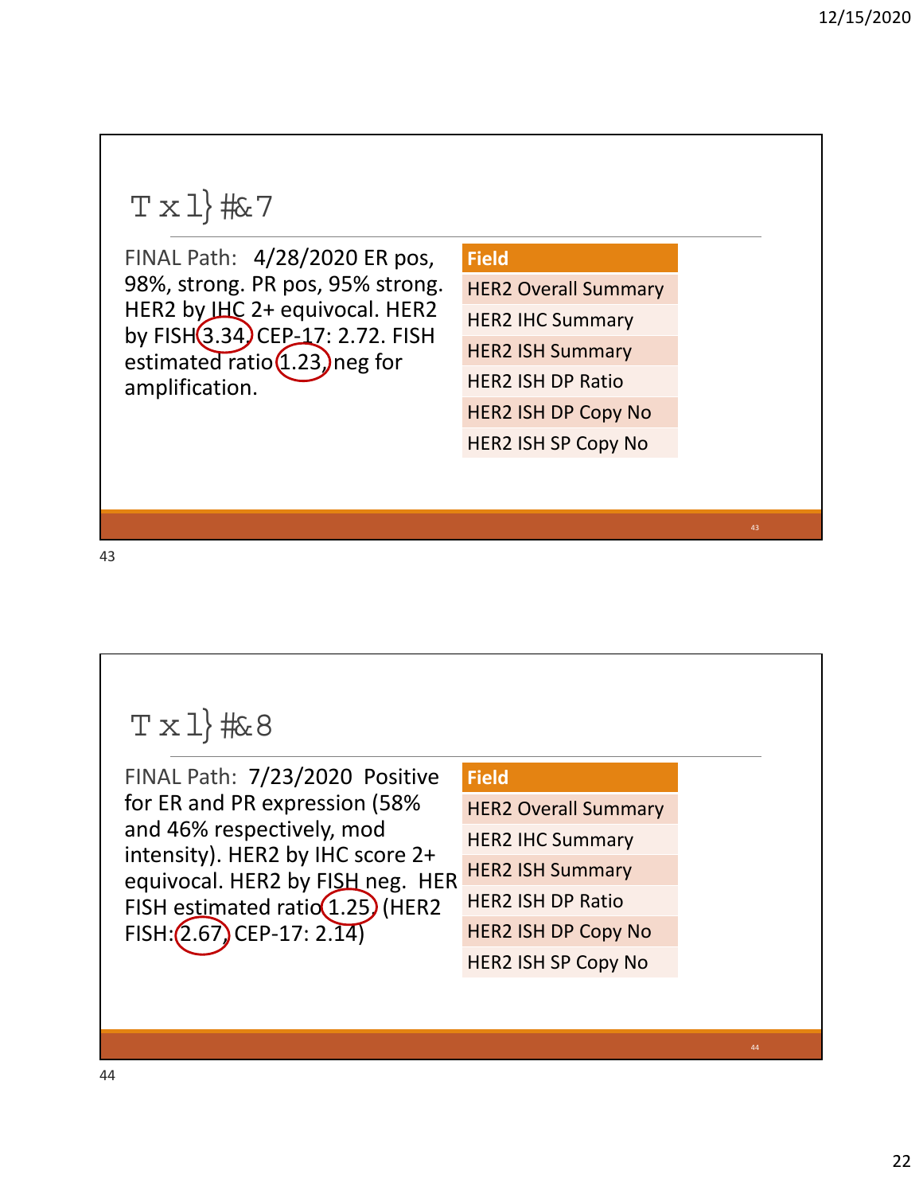## Txl}#&7

FINAL Path: 4/28/2020 ER pos, 98%, strong. PR pos, 95% strong. HER2 by IHC 2+ equivocal. HER2 by FISH 3.34, CEP-17: 2.72. FISH estimated ratio 1.23, neg for amplification.

| Field |
|---|
| HER2 Overall Summary |
| HER2 IHC Summary |
| HER2 ISH Summary |
| HER2 ISH DP Ratio |
| HER2 ISH DP Copy No |
| HER2 ISH SP Copy No |

## Txl}#&8

FINAL Path: 7/23/2020 Positive for ER and PR expression (58% and 46% respectively, mod intensity). HER2 by IHC score 2+ equivocal. HER2 by FISH neg. HER FISH estimated ratio 1.25 (HER2 FISH: 2.67, CEP-17: 2.14)

| Field |
|---|
| HER2 Overall Summary |
| HER2 IHC Summary |
| HER2 ISH Summary |
| HER2 ISH DP Ratio |
| HER2 ISH DP Copy No |
| HER2 ISH SP Copy No |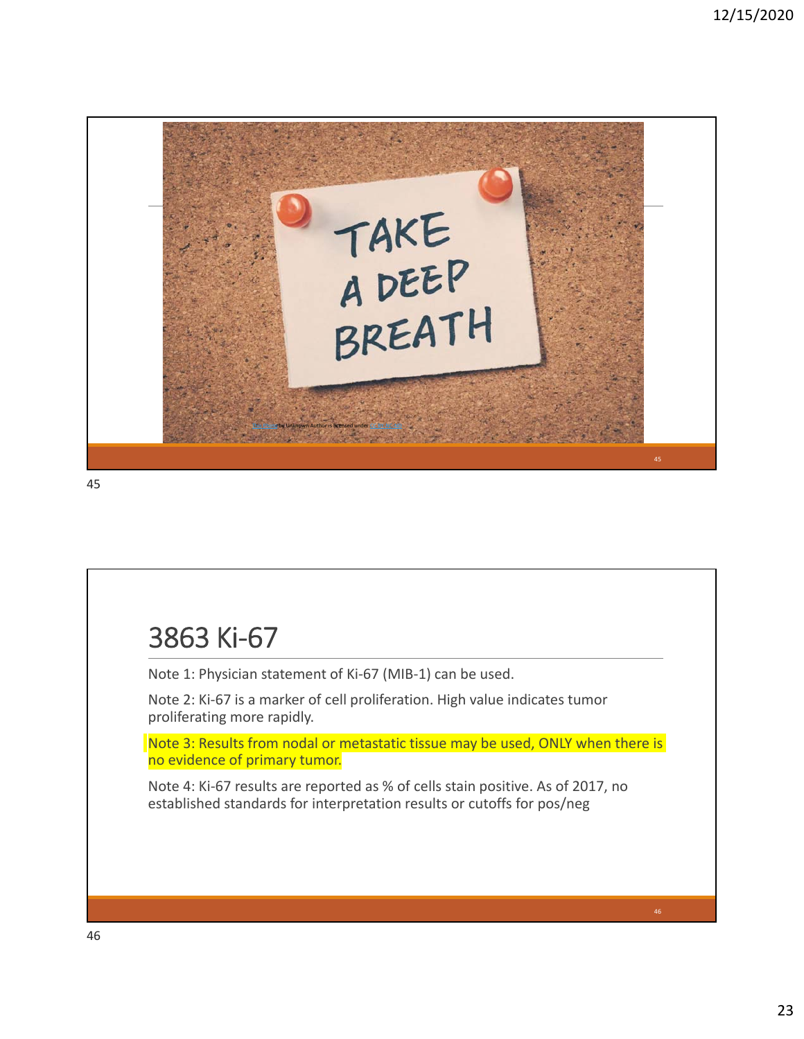TAKE A DEEP BREATH

# 3863 Ki-67

Note 1: Physician statement of Ki-67 (MIB-1) can be used.

Note 2: Ki-67 is a marker of cell proliferation. High value indicates tumor proliferating more rapidly.

Note 3: Results from nodal or metastatic tissue may be used, ONLY when there is no evidence of primary tumor.

Note 4: Ki-67 results are reported as % of cells stain positive. As of 2017, no established standards for interpretation results or cutoffs for pos/neg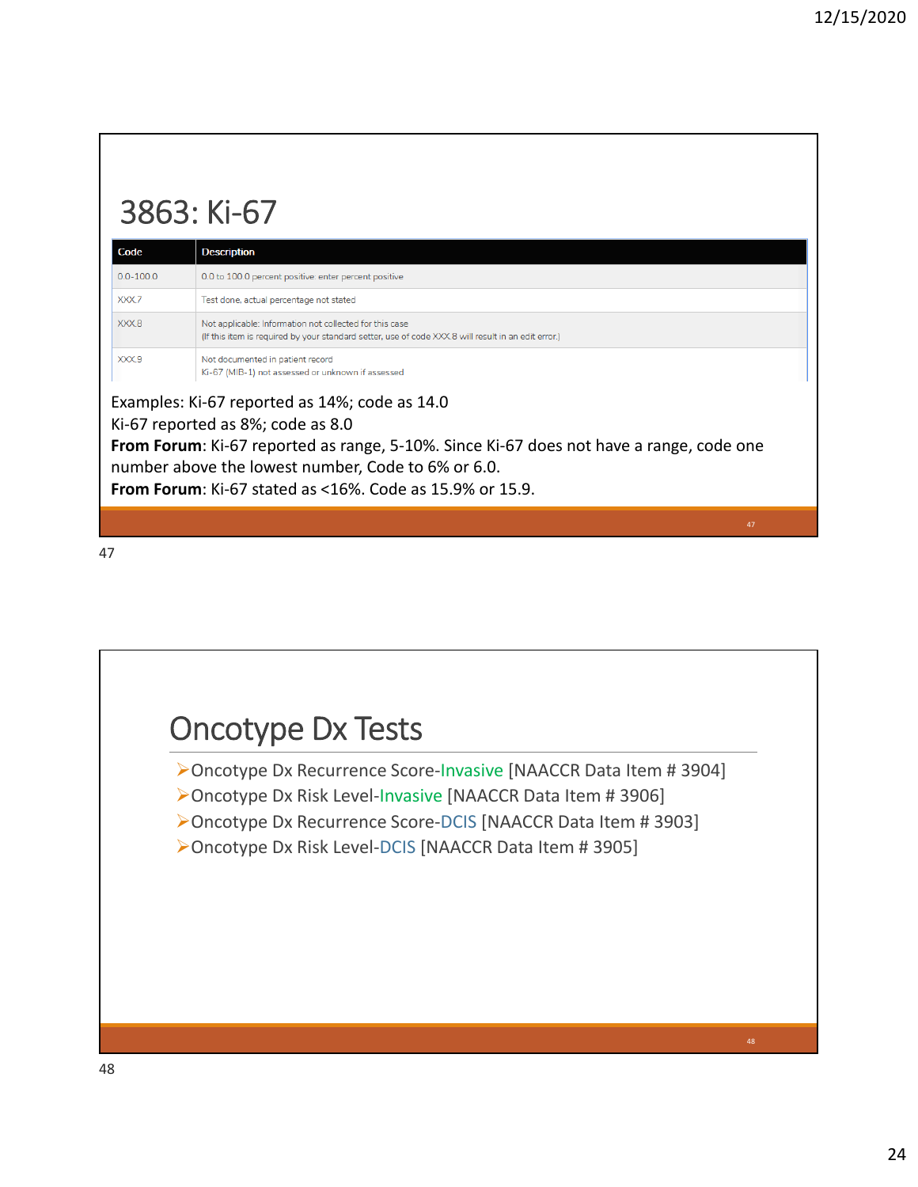# 3863: Ki-67

| Code | Description |
| --- | --- |
| 0.0-100.0 | 0.0 to 100.0 percent positive: enter percent positive |
| XXX.7 | Test done, actual percentage not stated |
| XXX.8 | Not applicable: Information not collected for this case<br>(If this item is required by your standard setter, use of code XXX.8 will result in an edit error.) |
| XXX.9 | Not documented in patient record<br>Ki-67 (MIB-1) not assessed or unknown if assessed |

Examples: Ki-67 reported as 14%; code as 14.0

Ki-67 reported as 8%; code as 8.0

**From Forum**: Ki-67 reported as range, 5-10%. Since Ki-67 does not have a range, code one number above the lowest number, Code to 6% or 6.0.

**From Forum**: Ki-67 stated as <16%. Code as 15.9% or 15.9.

# Oncotype Dx Tests

- Oncotype Dx Recurrence Score-Invasive [NAACCR Data Item # 3904]
- Oncotype Dx Risk Level-Invasive [NAACCR Data Item # 3906]
- Oncotype Dx Recurrence Score-DCIS [NAACCR Data Item # 3903]
- Oncotype Dx Risk Level-DCIS [NAACCR Data Item # 3905]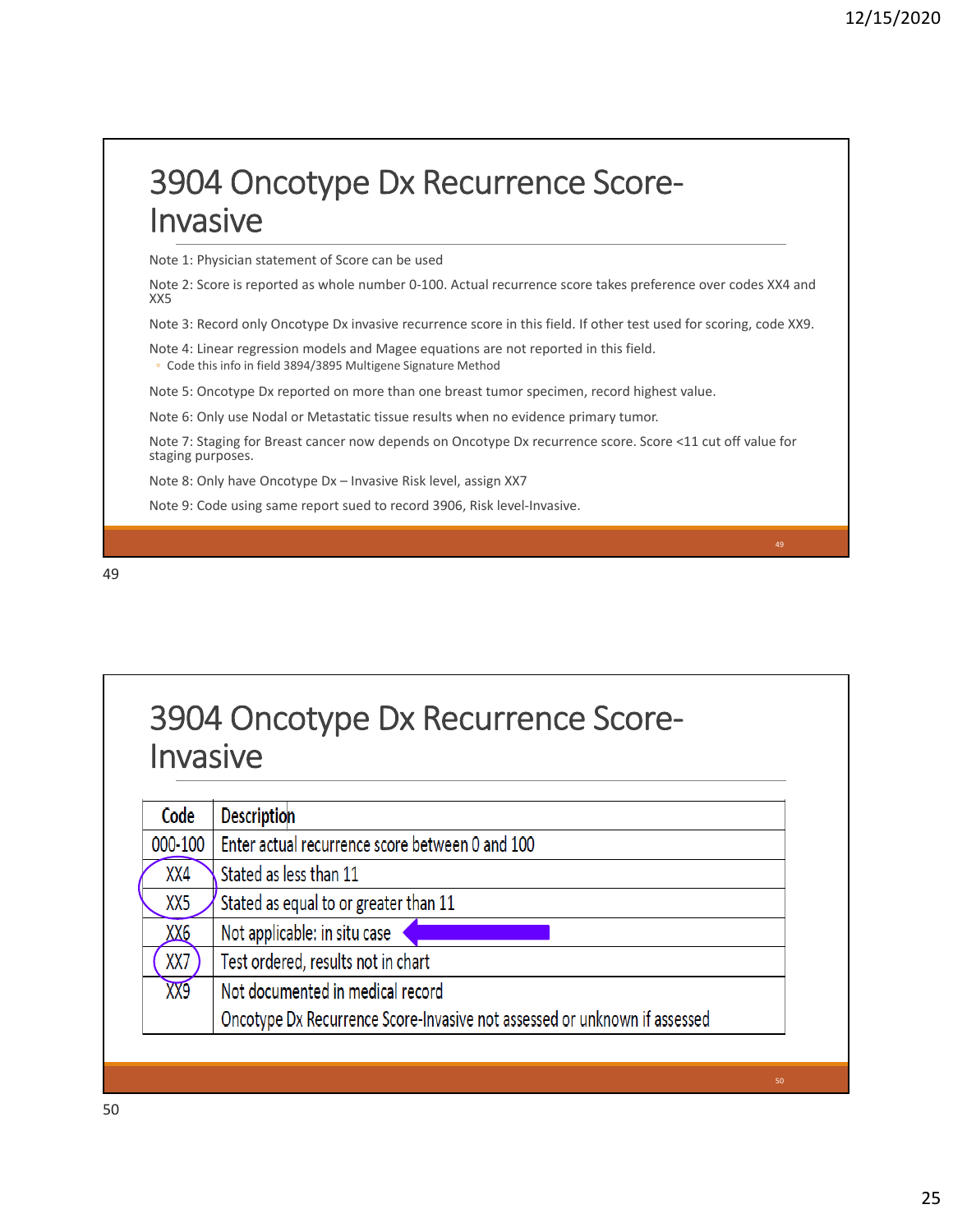# 3904 Oncotype Dx Recurrence Score-Invasive

Note 1: Physician statement of Score can be used

Note 2: Score is reported as whole number 0-100. Actual recurrence score takes preference over codes XX4 and XX5

Note 3: Record only Oncotype Dx invasive recurrence score in this field. If other test used for scoring, code XX9.

Note 4: Linear regression models and Magee equations are not reported in this field.

- Code this info in field 3894/3895 Multigene Signature Method

Note 5: Oncotype Dx reported on more than one breast tumor specimen, record highest value.

Note 6: Only use Nodal or Metastatic tissue results when no evidence primary tumor.

Note 7: Staging for Breast cancer now depends on Oncotype Dx recurrence score. Score <11 cut off value for staging purposes.

Note 8: Only have Oncotype Dx – Invasive Risk level, assign XX7

Note 9: Code using same report sued to record 3906, Risk level-Invasive.

# 3904 Oncotype Dx Recurrence Score-Invasive

| Code | Description |
|---|---|
| 000-100 | Enter actual recurrence score between 0 and 100 |
| XX4 | Stated as less than 11 |
| XX5 | Stated as equal to or greater than 11 |
| XX6 | Not applicable: in situ case |
| XX7 | Test ordered, results not in chart |
| XX9 | Not documented in medical record<br>Oncotype Dx Recurrence Score-Invasive not assessed or unknown if assessed |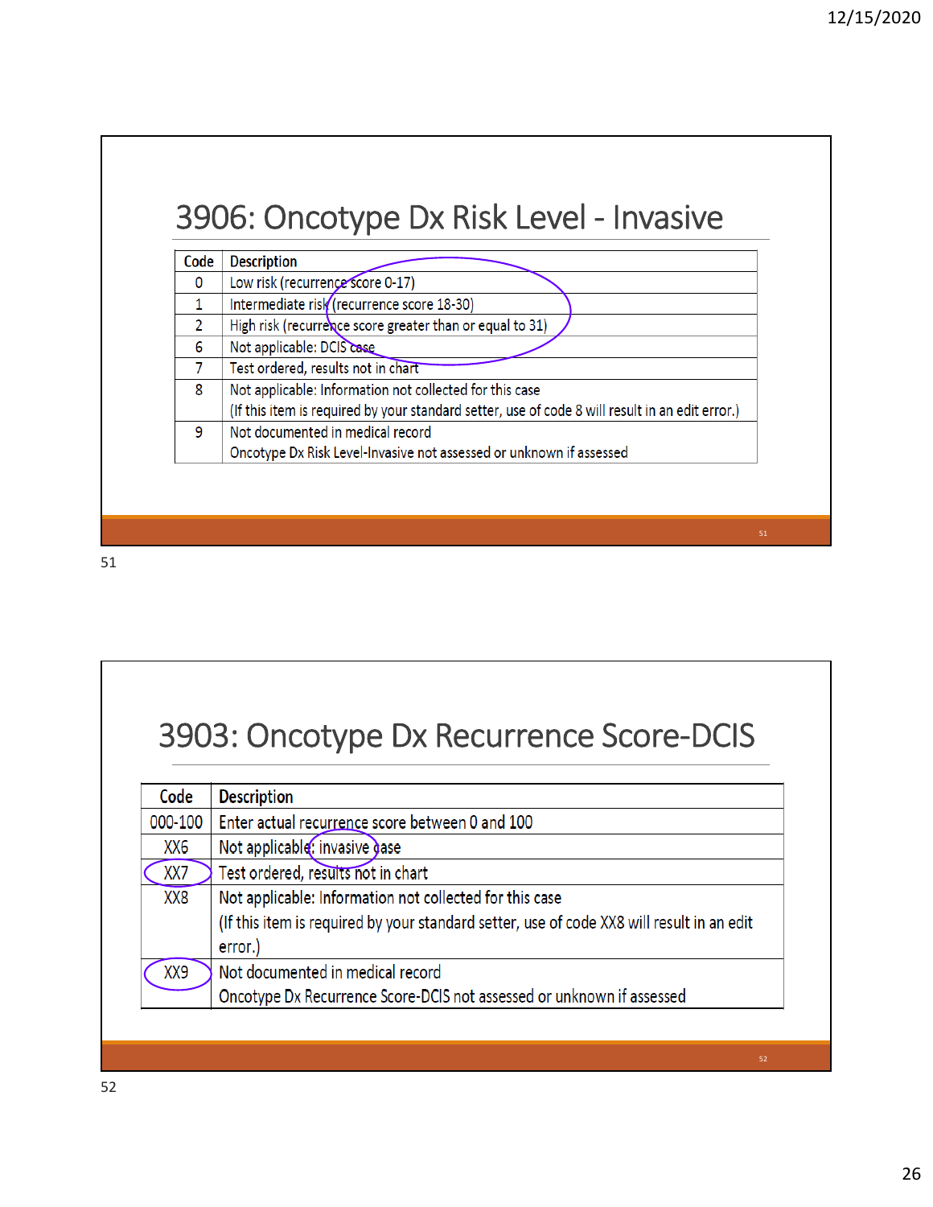## 3906: Oncotype Dx Risk Level - Invasive

| Code | Description |
|---|---|
| 0 | Low risk (recurrence score 0-17) |
| 1 | Intermediate risk (recurrence score 18-30) |
| 2 | High risk (recurrence score greater than or equal to 31) |
| 6 | Not applicable: DCIS case |
| 7 | Test ordered, results not in chart |
| 8 | Not applicable: Information not collected for this case (If this item is required by your standard setter, use of code 8 will result in an edit error.) |
| 9 | Not documented in medical record Oncotype Dx Risk Level-Invasive not assessed or unknown if assessed |

## 3903: Oncotype Dx Recurrence Score-DCIS

| Code | Description |
|---|---|
| 000-100 | Enter actual recurrence score between 0 and 100 |
| XX6 | Not applicable: invasive case |
| XX7 | Test ordered, results not in chart |
| XX8 | Not applicable: Information not collected for this case (If this item is required by your standard setter, use of code XX8 will result in an edit error.) |
| XX9 | Not documented in medical record Oncotype Dx Recurrence Score-DCIS not assessed or unknown if assessed |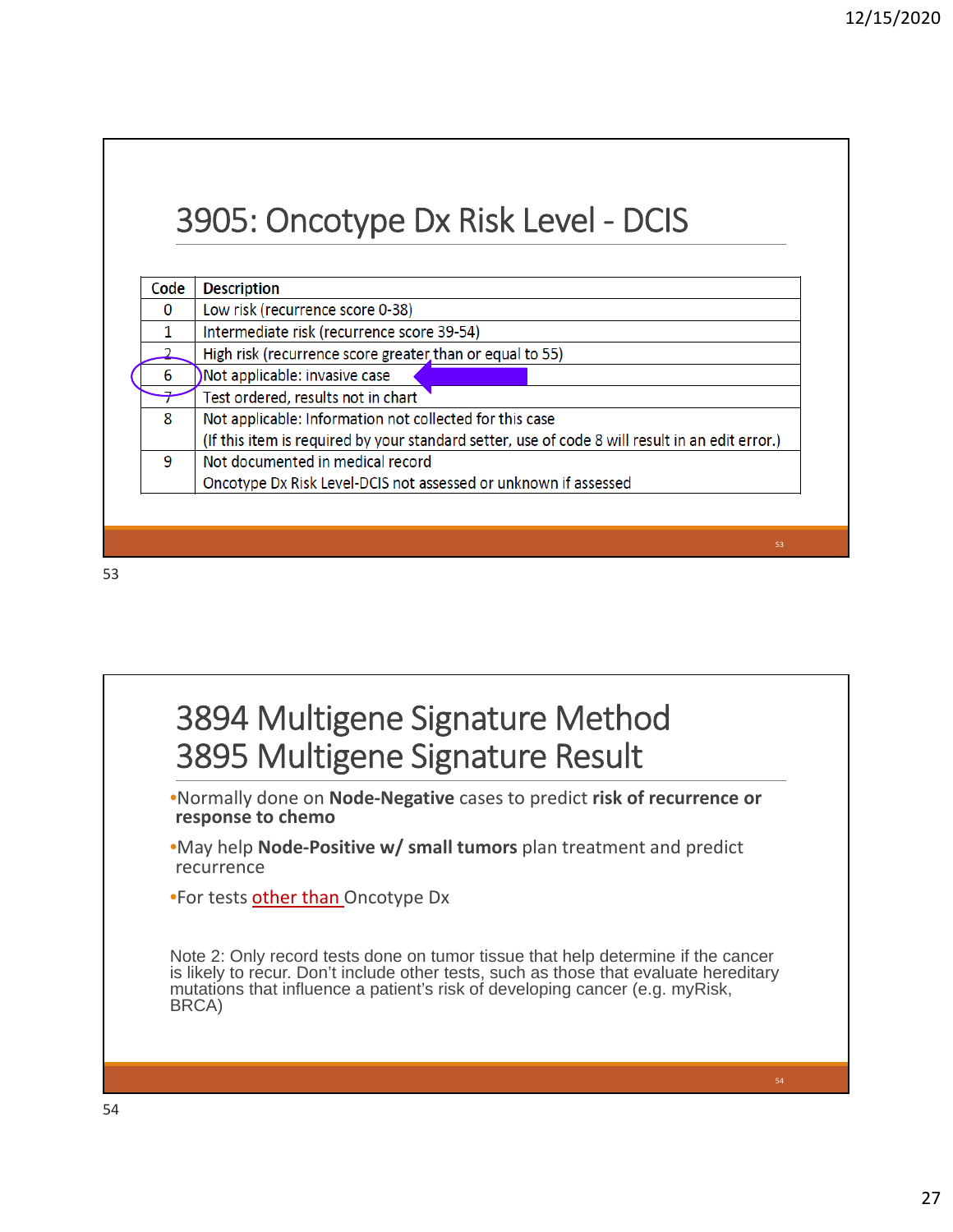# 3905: Oncotype Dx Risk Level - DCIS

| Code | Description |
| --- | --- |
| 0 | Low risk (recurrence score 0-38) |
| 1 | Intermediate risk (recurrence score 39-54) |
| 2 | High risk (recurrence score greater than or equal to 55) |
| 6 | Not applicable: invasive case |
| 7 | Test ordered, results not in chart |
| 8 | Not applicable: Information not collected for this case<br>(If this item is required by your standard setter, use of code 8 will result in an edit error.) |
| 9 | Not documented in medical record<br>Oncotype Dx Risk Level-DCIS not assessed or unknown if assessed |

# 3894 Multigene Signature Method 3895 Multigene Signature Result

- Normally done on **Node-Negative** cases to predict **risk of recurrence or response to chemo**
- May help **Node-Positive w/ small tumors** plan treatment and predict recurrence
- For tests other than Oncotype Dx

Note 2: Only record tests done on tumor tissue that help determine if the cancer is likely to recur. Don't include other tests, such as those that evaluate hereditary mutations that influence a patient's risk of developing cancer (e.g. myRisk, BRCA)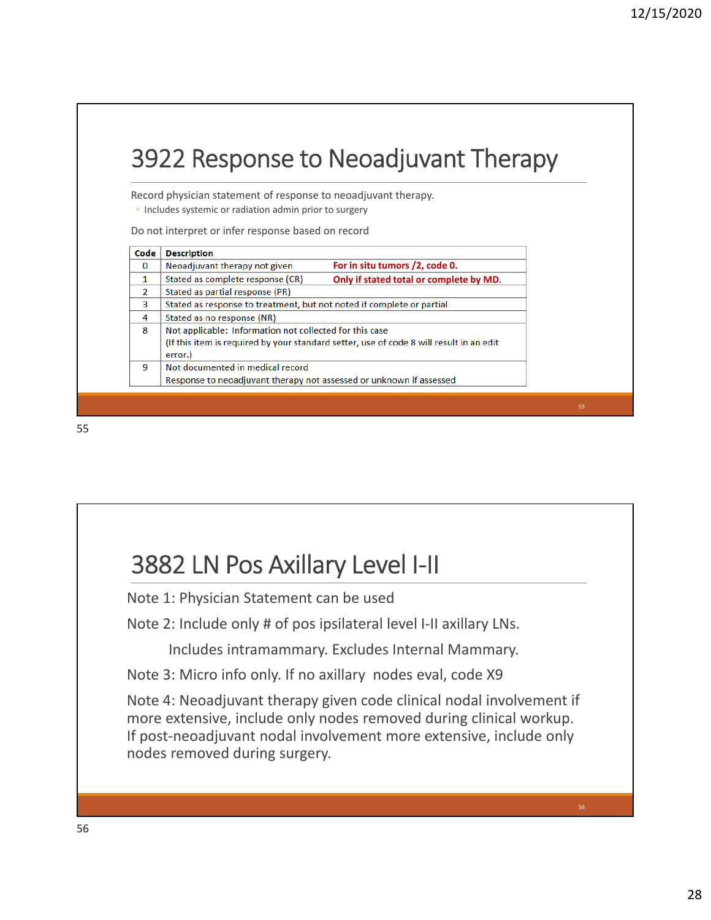# 3922 Response to Neoadjuvant Therapy

Record physician statement of response to neoadjuvant therapy.

- Includes systemic or radiation admin prior to surgery

Do not interpret or infer response based on record

| Code | Description | |
|---|---|---|
| 0 | Neoadjuvant therapy not given | **For in situ tumors /2, code 0.** |
| 1 | Stated as complete response (CR) | **Only if stated total or complete by MD.** |
| 2 | Stated as partial response (PR) | |
| 3 | Stated as response to treatment, but not noted if complete or partial | |
| 4 | Stated as no response (NR) | |
| 8 | Not applicable: Information not collected for this case (If this item is required by your standard setter, use of code 8 will result in an edit error.) | |
| 9 | Not documented in medical record Response to neoadjuvant therapy not assessed or unknown if assessed | |

# 3882 LN Pos Axillary Level I-II

Note 1: Physician Statement can be used

Note 2: Include only # of pos ipsilateral level I-II axillary LNs.

Includes intramammary. Excludes Internal Mammary.

Note 3: Micro info only. If no axillary nodes eval, code X9

Note 4: Neoadjuvant therapy given code clinical nodal involvement if more extensive, include only nodes removed during clinical workup. If post-neoadjuvant nodal involvement more extensive, include only nodes removed during surgery.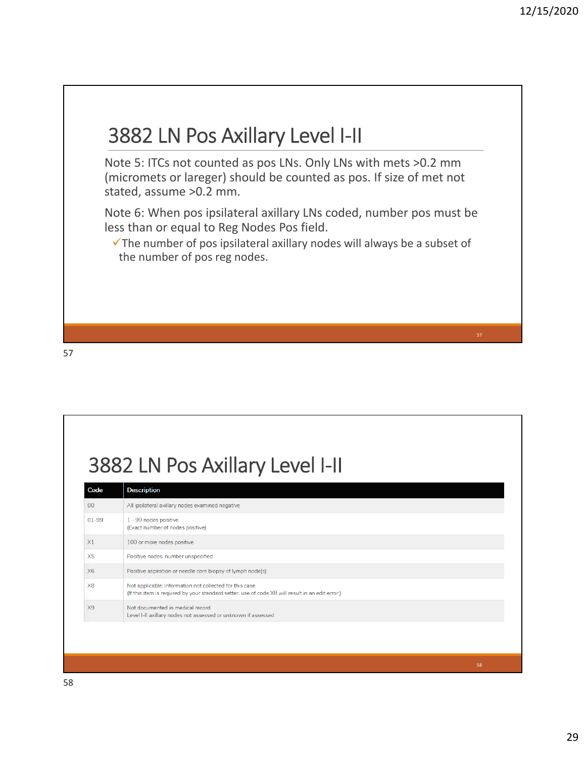# 3882 LN Pos Axillary Level I-II

Note 5: ITCs not counted as pos LNs. Only LNs with mets >0.2 mm (micromets or lareger) should be counted as pos. If size of met not stated, assume >0.2 mm.

Note 6: When pos ipsilateral axillary LNs coded, number pos must be less than or equal to Reg Nodes Pos field.

- ✓The number of pos ipsilateral axillary nodes will always be a subset of the number of pos reg nodes.

# 3882 LN Pos Axillary Level I-II

| Code | Description |
|---|---|
| 00 | All ipsilateral axillary nodes examined negative |
| 01-99 | 1 - 99 nodes positive<br>(Exact number of nodes positive) |
| X1 | 100 or more nodes positive |
| X5 | Positive nodes, number unspecified |
| X6 | Positive aspiration or needle core biopsy of lymph node(s) |
| X8 | Not applicable: Information not collected for this case<br>(If this item is required by your standard setter, use of code X8 will result in an edit error.) |
| X9 | Not documented in medical record<br>Level I-II axillary nodes not assessed or unknown if assessed |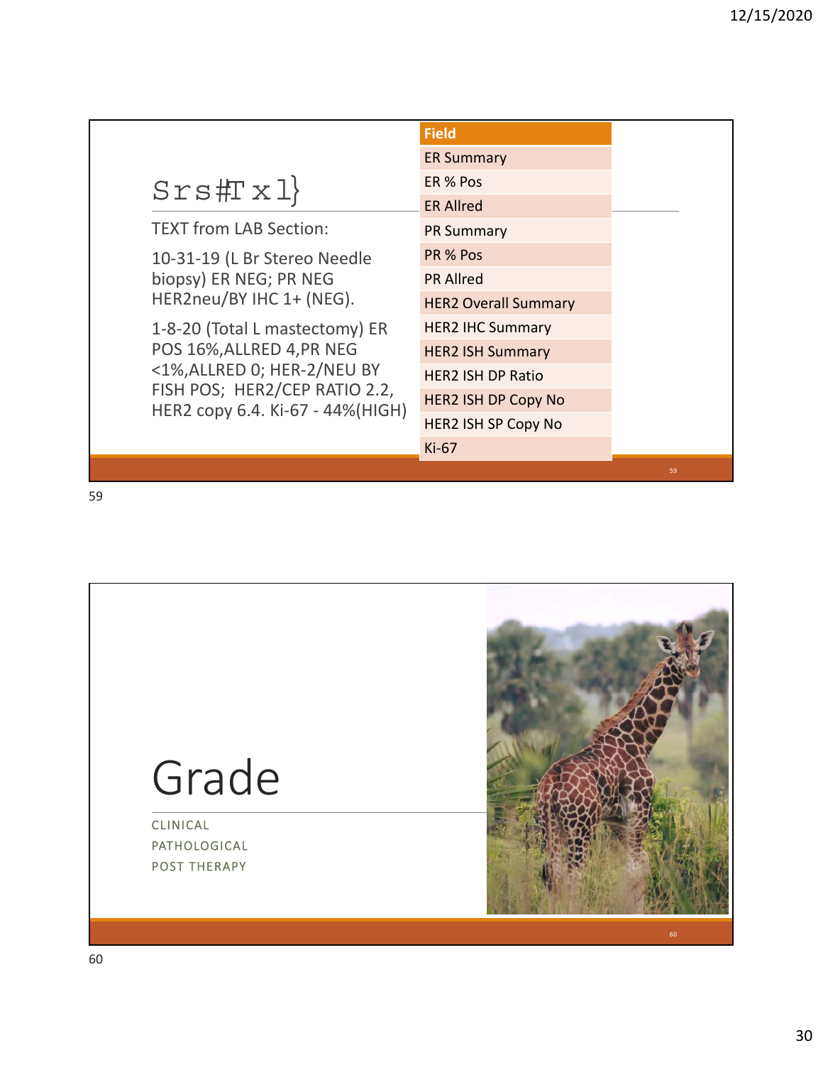## Srs#Txl}

TEXT from LAB Section:

10-31-19 (L Br Stereo Needle biopsy) ER NEG; PR NEG HER2neu/BY IHC 1+ (NEG).

1-8-20 (Total L mastectomy) ER POS 16%,ALLRED 4,PR NEG <1%,ALLRED 0; HER-2/NEU BY FISH POS; HER2/CEP RATIO 2.2, HER2 copy 6.4. Ki-67 - 44%(HIGH)

| Field |
|---|
| ER Summary |
| ER % Pos |
| ER Allred |
| PR Summary |
| PR % Pos |
| PR Allred |
| HER2 Overall Summary |
| HER2 IHC Summary |
| HER2 ISH Summary |
| HER2 ISH DP Ratio |
| HER2 ISH DP Copy No |
| HER2 ISH SP Copy No |
| Ki-67 |

# Grade

CLINICAL
PATHOLOGICAL
POST THERAPY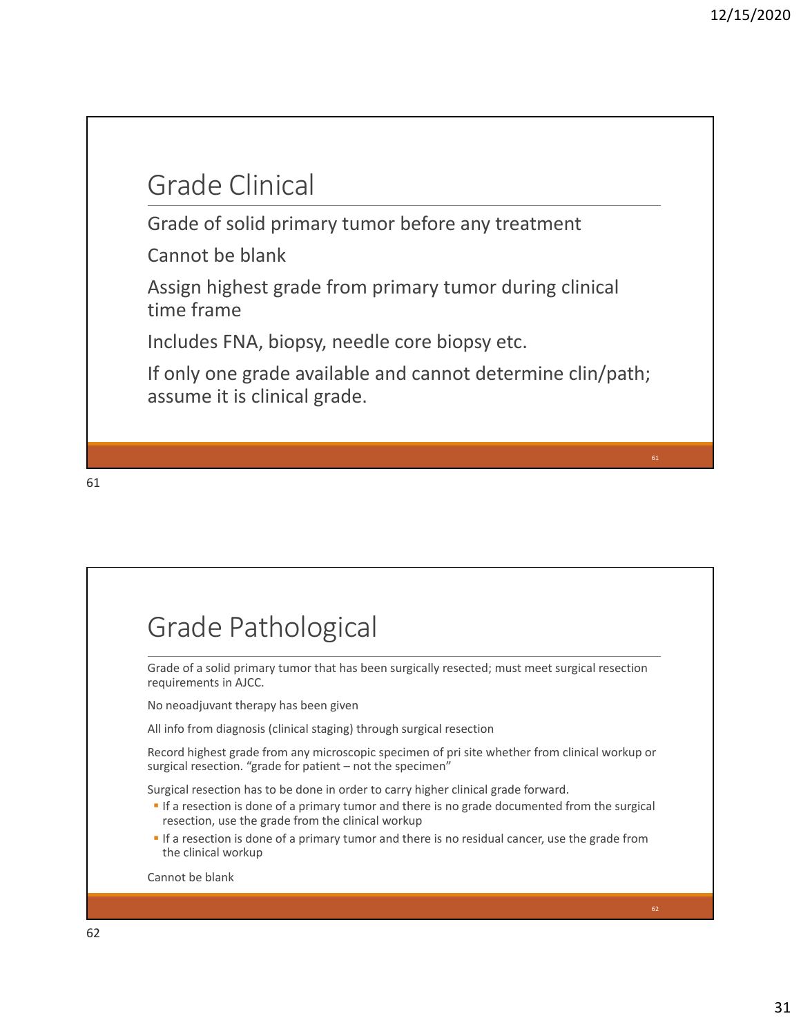# Grade Clinical

Grade of solid primary tumor before any treatment

Cannot be blank

Assign highest grade from primary tumor during clinical time frame

Includes FNA, biopsy, needle core biopsy etc.

If only one grade available and cannot determine clin/path; assume it is clinical grade.

# Grade Pathological

Grade of a solid primary tumor that has been surgically resected; must meet surgical resection requirements in AJCC.

No neoadjuvant therapy has been given

All info from diagnosis (clinical staging) through surgical resection

Record highest grade from any microscopic specimen of pri site whether from clinical workup or surgical resection. "grade for patient – not the specimen"

Surgical resection has to be done in order to carry higher clinical grade forward.

- If a resection is done of a primary tumor and there is no grade documented from the surgical resection, use the grade from the clinical workup
- If a resection is done of a primary tumor and there is no residual cancer, use the grade from the clinical workup

Cannot be blank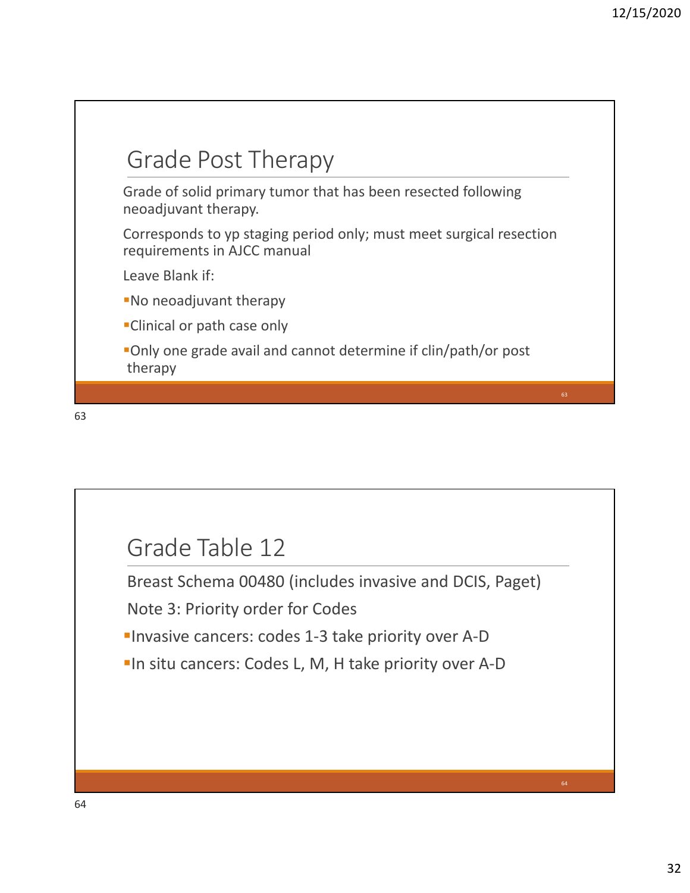## Grade Post Therapy

Grade of solid primary tumor that has been resected following neoadjuvant therapy.

Corresponds to yp staging period only; must meet surgical resection requirements in AJCC manual

Leave Blank if:

- No neoadjuvant therapy
- Clinical or path case only
- Only one grade avail and cannot determine if clin/path/or post therapy

## Grade Table 12

Breast Schema 00480 (includes invasive and DCIS, Paget)

Note 3: Priority order for Codes

- Invasive cancers: codes 1-3 take priority over A-D
- In situ cancers: Codes L, M, H take priority over A-D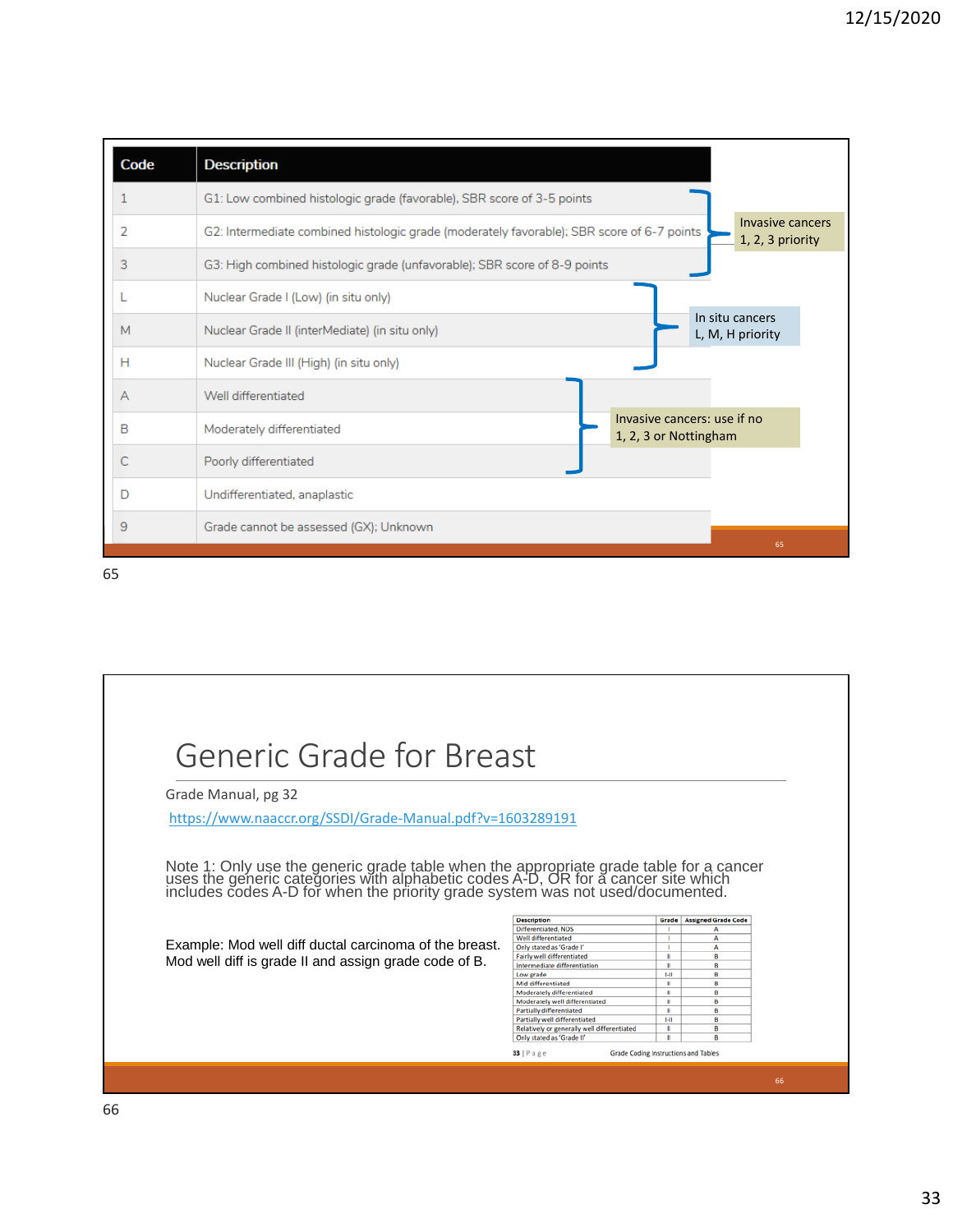| Code | Description |
|---|---|
| 1 | G1: Low combined histologic grade (favorable), SBR score of 3-5 points |
| 2 | G2: Intermediate combined histologic grade (moderately favorable); SBR score of 6-7 points |
| 3 | G3: High combined histologic grade (unfavorable); SBR score of 8-9 points |
| L | Nuclear Grade I (Low) (in situ only) |
| M | Nuclear Grade II (interMediate) (in situ only) |
| H | Nuclear Grade III (High) (in situ only) |
| A | Well differentiated |
| B | Moderately differentiated |
| C | Poorly differentiated |
| D | Undifferentiated, anaplastic |
| 9 | Grade cannot be assessed (GX); Unknown |

Invasive cancers 1, 2, 3 priority

In situ cancers L, M, H priority

Invasive cancers: use if no 1, 2, 3 or Nottingham

65

# Generic Grade for Breast

Grade Manual, pg 32

https://www.naaccr.org/SSDI/Grade-Manual.pdf?v=1603289191

Note 1: Only use the generic grade table when the appropriate grade table for a cancer uses the generic categories with alphabetic codes A-D, OR for a cancer site which includes codes A-D for when the priority grade system was not used/documented.

Example: Mod well diff ductal carcinoma of the breast. Mod well diff is grade II and assign grade code of B.

| Description | Grade | Assigned Grade Code |
|---|---|---|
| Differentiated, NOS | I | A |
| Well differentiated | I | A |
| Only stated as 'Grade I' | I | A |
| Fairly well differentiated | II | B |
| Intermediate differentiation | II | B |
| Low grade | I-II | B |
| Mid differentiated | II | B |
| Moderately differentiated | II | B |
| Moderately well differentiated | II | B |
| Partially differentiated | II | B |
| Partially well differentiated | I-II | B |
| Relatively or generally well differentiated | II | B |
| Only stated as 'Grade II' | II | B |

33 | Page Grade Coding Instructions and Tables

66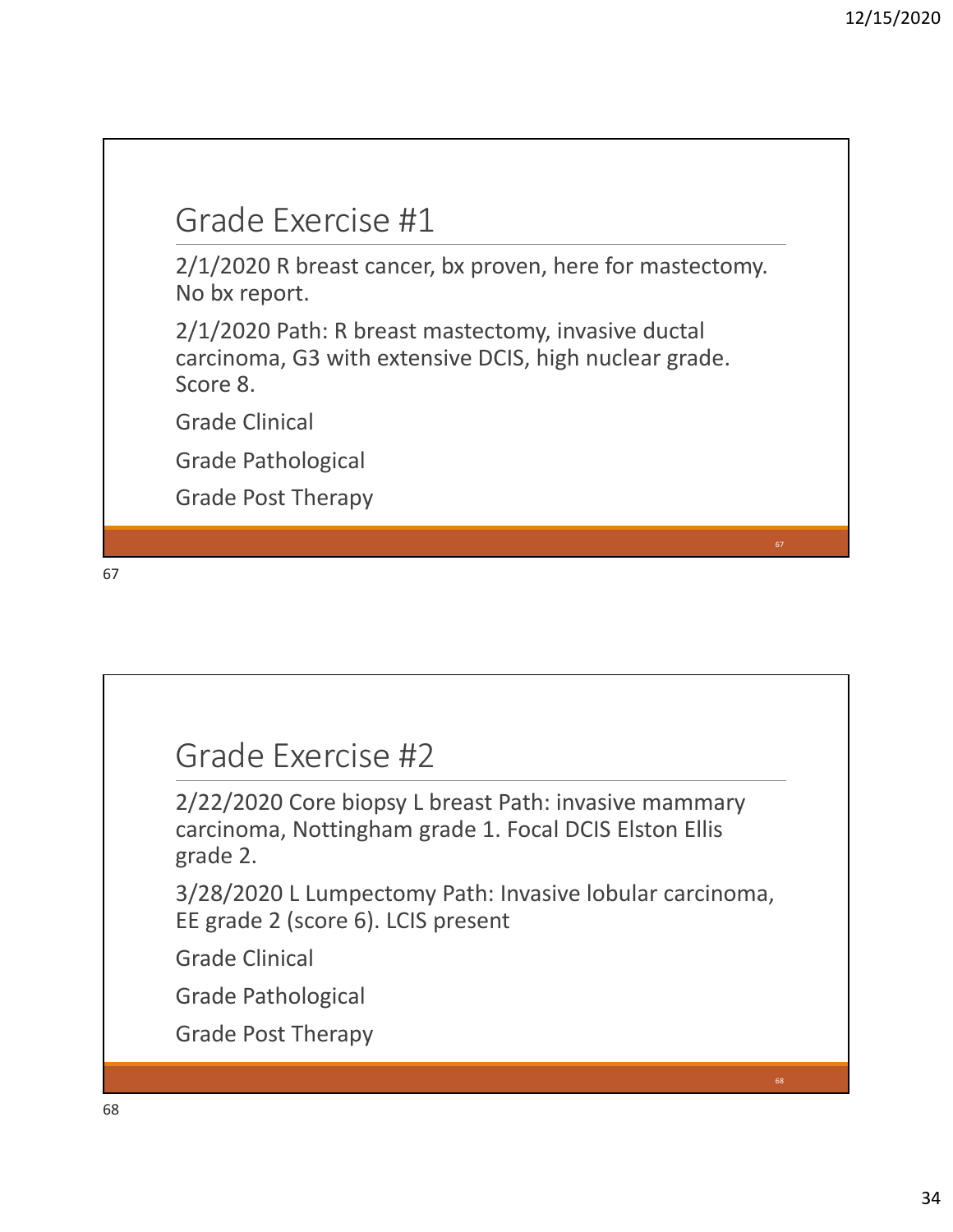## Grade Exercise #1

2/1/2020 R breast cancer, bx proven, here for mastectomy. No bx report.

2/1/2020 Path: R breast mastectomy, invasive ductal carcinoma, G3 with extensive DCIS, high nuclear grade. Score 8.

Grade Clinical

Grade Pathological

Grade Post Therapy

## Grade Exercise #2

2/22/2020 Core biopsy L breast Path: invasive mammary carcinoma, Nottingham grade 1. Focal DCIS Elston Ellis grade 2.

3/28/2020 L Lumpectomy Path: Invasive lobular carcinoma, EE grade 2 (score 6). LCIS present

Grade Clinical

Grade Pathological

Grade Post Therapy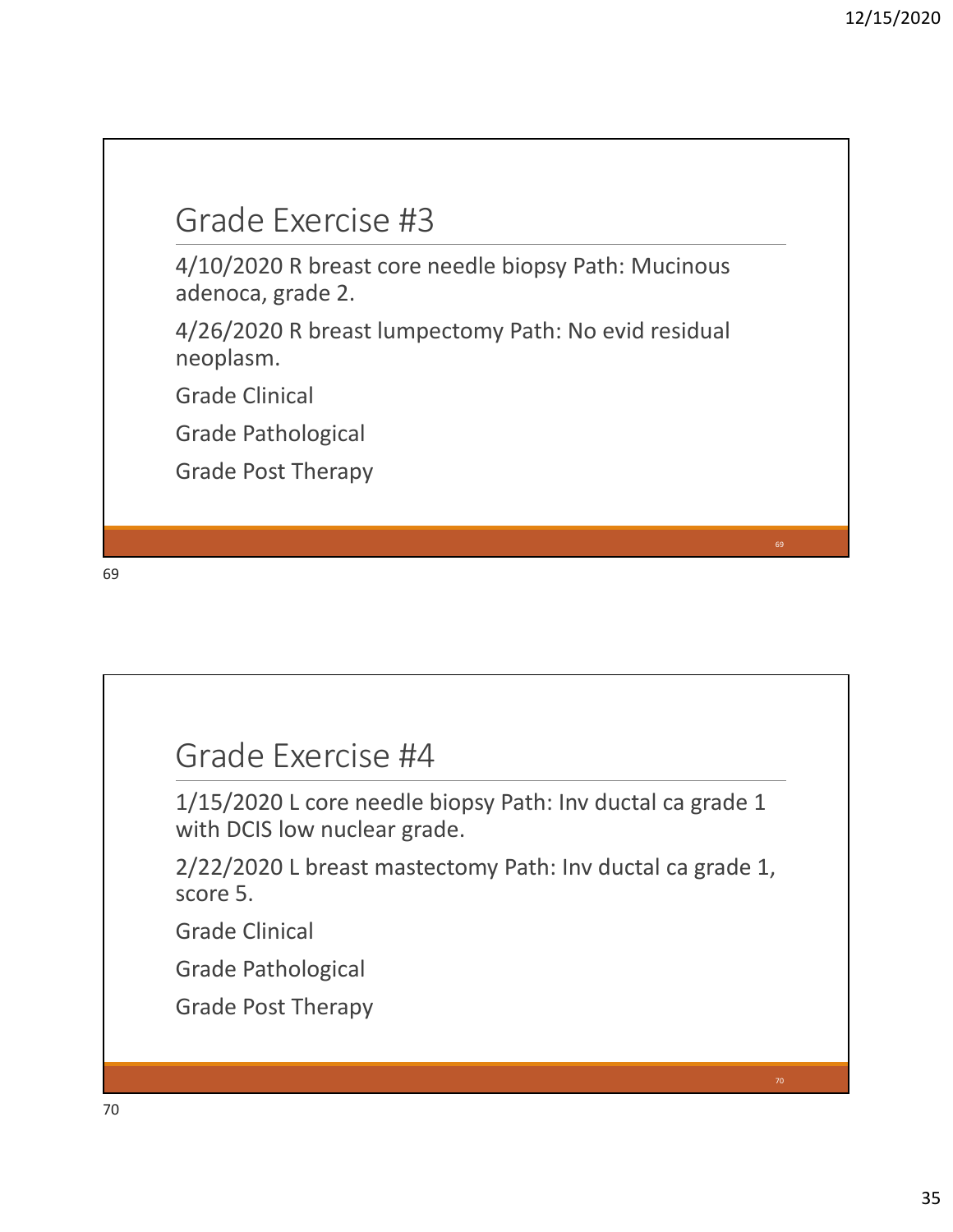## Grade Exercise #3

4/10/2020 R breast core needle biopsy Path: Mucinous adenoca, grade 2.

4/26/2020 R breast lumpectomy Path: No evid residual neoplasm.

Grade Clinical

Grade Pathological

Grade Post Therapy

## Grade Exercise #4

1/15/2020 L core needle biopsy Path: Inv ductal ca grade 1 with DCIS low nuclear grade.

2/22/2020 L breast mastectomy Path: Inv ductal ca grade 1, score 5.

Grade Clinical

Grade Pathological

Grade Post Therapy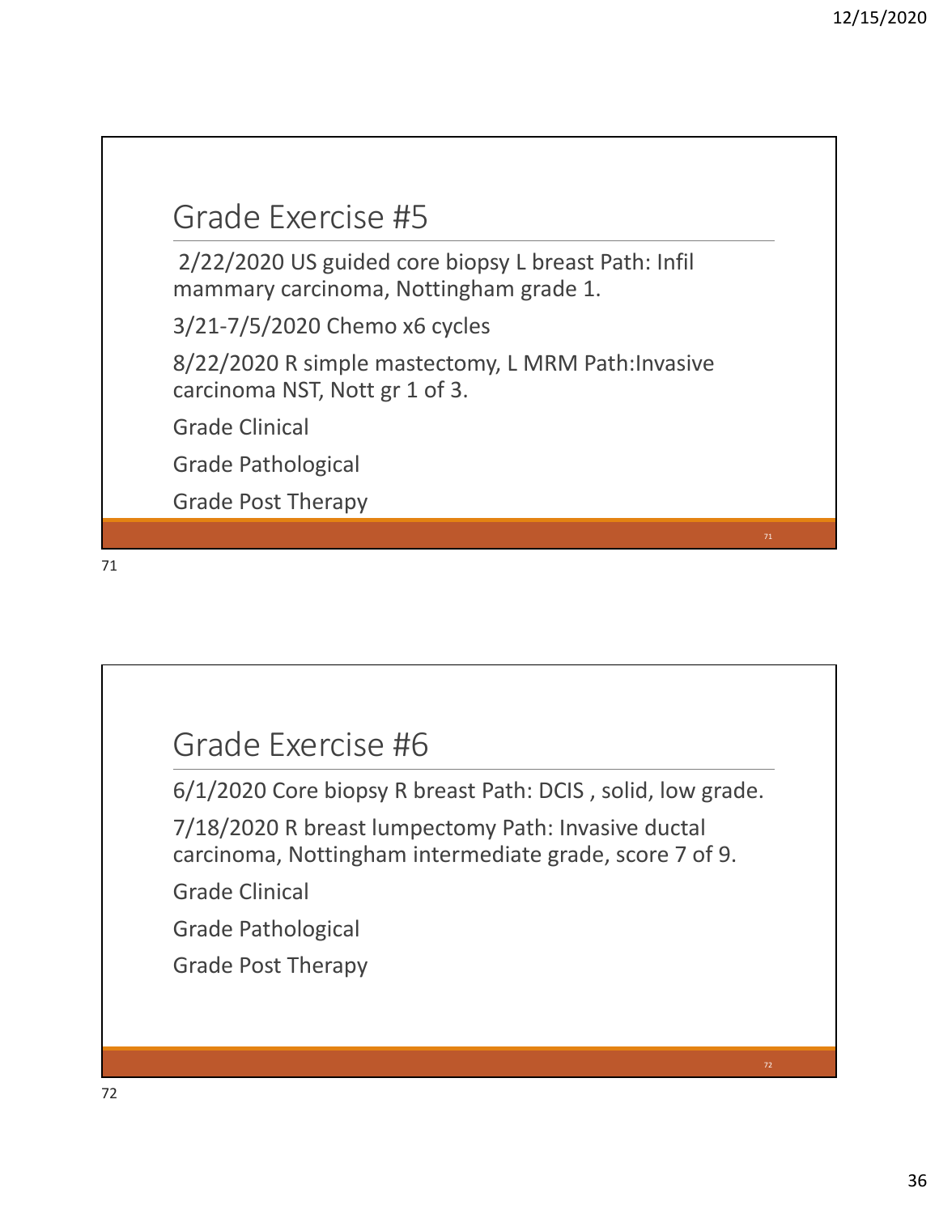## Grade Exercise #5

2/22/2020 US guided core biopsy L breast Path: Infil mammary carcinoma, Nottingham grade 1.

3/21-7/5/2020 Chemo x6 cycles

8/22/2020 R simple mastectomy, L MRM Path:Invasive carcinoma NST, Nott gr 1 of 3.

Grade Clinical

Grade Pathological

Grade Post Therapy

## Grade Exercise #6

6/1/2020 Core biopsy R breast Path: DCIS , solid, low grade.

7/18/2020 R breast lumpectomy Path: Invasive ductal carcinoma, Nottingham intermediate grade, score 7 of 9.

Grade Clinical

Grade Pathological

Grade Post Therapy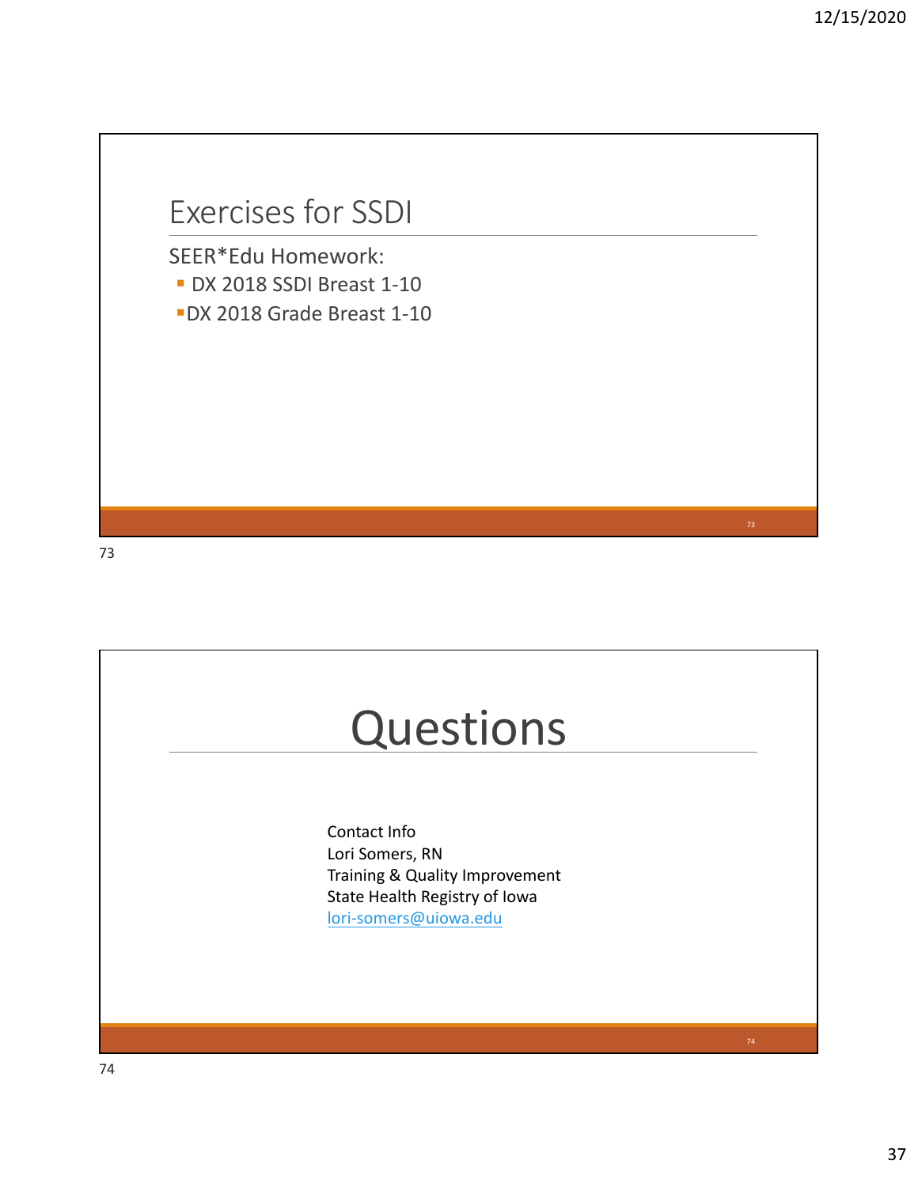## Exercises for SSDI

SEER*Edu Homework:

- DX 2018 SSDI Breast 1-10
- DX 2018 Grade Breast 1-10

# Questions

Contact Info
Lori Somers, RN
Training & Quality Improvement
State Health Registry of Iowa
lori-somers@uiowa.edu